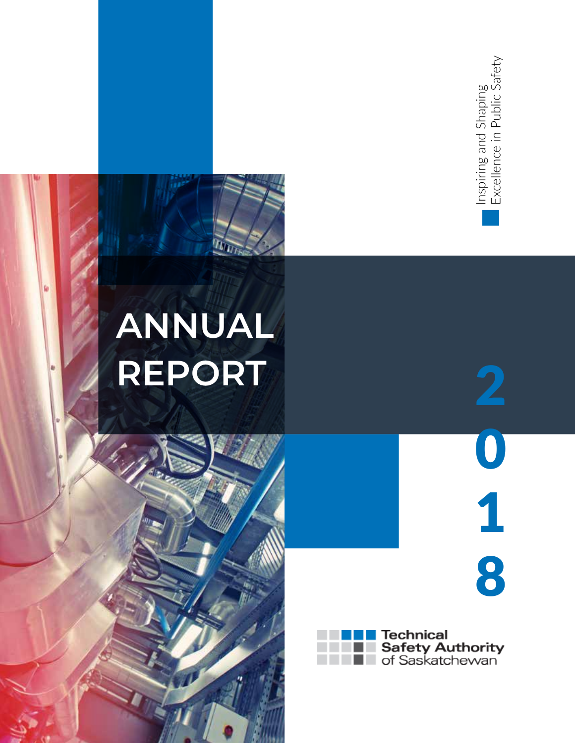Inspiring and Shaping Excellence in Public Safety

# ANNUAL REPORT

# 2018

Technical Safety Authority of Saskatchewan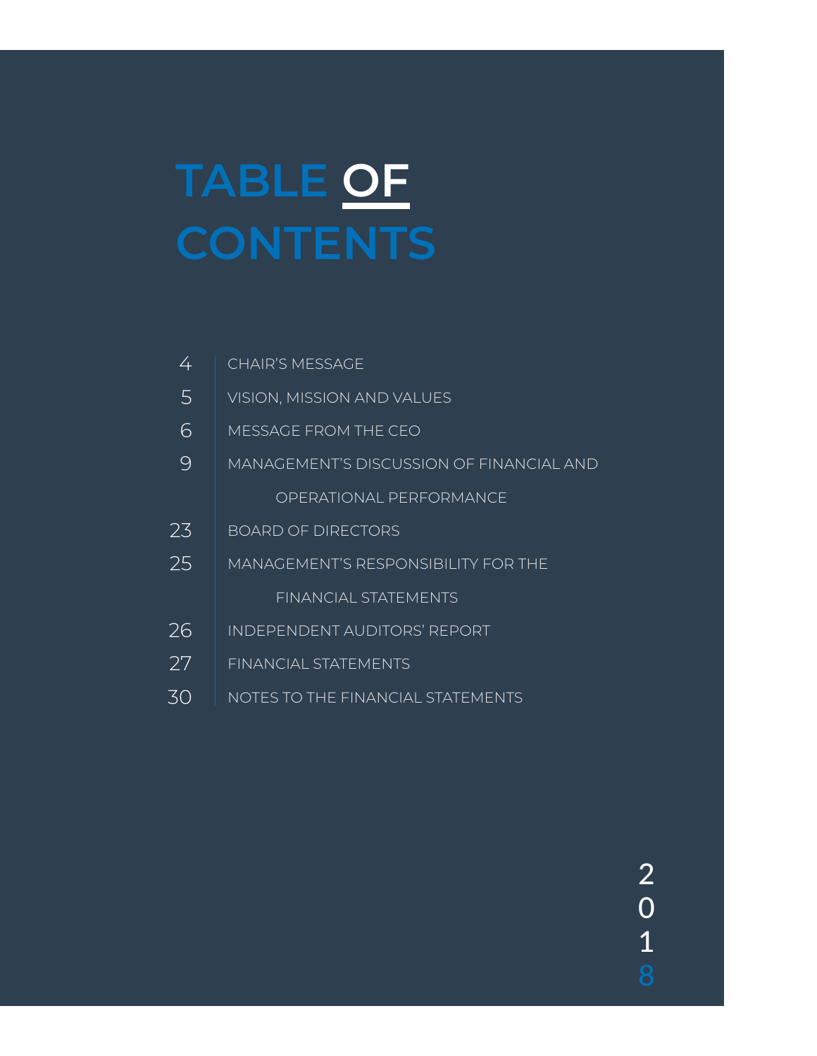# TABLE OF CONTENTS

| Page | Section |
|---|---|
| 4 | CHAIR'S MESSAGE |
| 5 | VISION, MISSION AND VALUES |
| 6 | MESSAGE FROM THE CEO |
| 9 | MANAGEMENT'S DISCUSSION OF FINANCIAL AND OPERATIONAL PERFORMANCE |
| 23 | BOARD OF DIRECTORS |
| 25 | MANAGEMENT'S RESPONSIBILITY FOR THE FINANCIAL STATEMENTS |
| 26 | INDEPENDENT AUDITORS' REPORT |
| 27 | FINANCIAL STATEMENTS |
| 30 | NOTES TO THE FINANCIAL STATEMENTS |

2018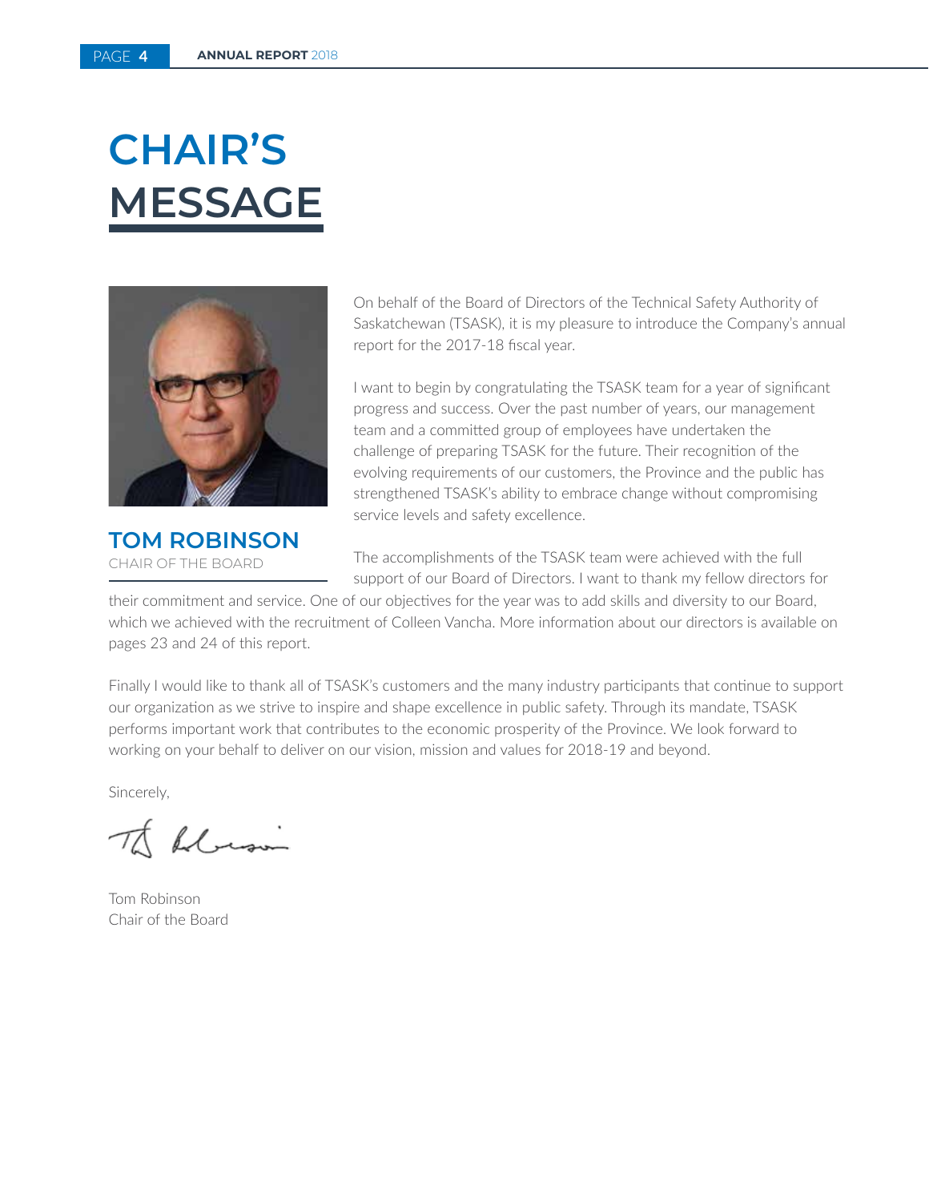# CHAIR'S MESSAGE

**TOM ROBINSON**
CHAIR OF THE BOARD

On behalf of the Board of Directors of the Technical Safety Authority of Saskatchewan (TSASK), it is my pleasure to introduce the Company's annual report for the 2017-18 fiscal year.

I want to begin by congratulating the TSASK team for a year of significant progress and success. Over the past number of years, our management team and a committed group of employees have undertaken the challenge of preparing TSASK for the future. Their recognition of the evolving requirements of our customers, the Province and the public has strengthened TSASK's ability to embrace change without compromising service levels and safety excellence.

The accomplishments of the TSASK team were achieved with the full support of our Board of Directors. I want to thank my fellow directors for their commitment and service. One of our objectives for the year was to add skills and diversity to our Board, which we achieved with the recruitment of Colleen Vancha. More information about our directors is available on pages 23 and 24 of this report.

Finally I would like to thank all of TSASK's customers and the many industry participants that continue to support our organization as we strive to inspire and shape excellence in public safety. Through its mandate, TSASK performs important work that contributes to the economic prosperity of the Province. We look forward to working on your behalf to deliver on our vision, mission and values for 2018-19 and beyond.

Sincerely,

Tom Robinson
Chair of the Board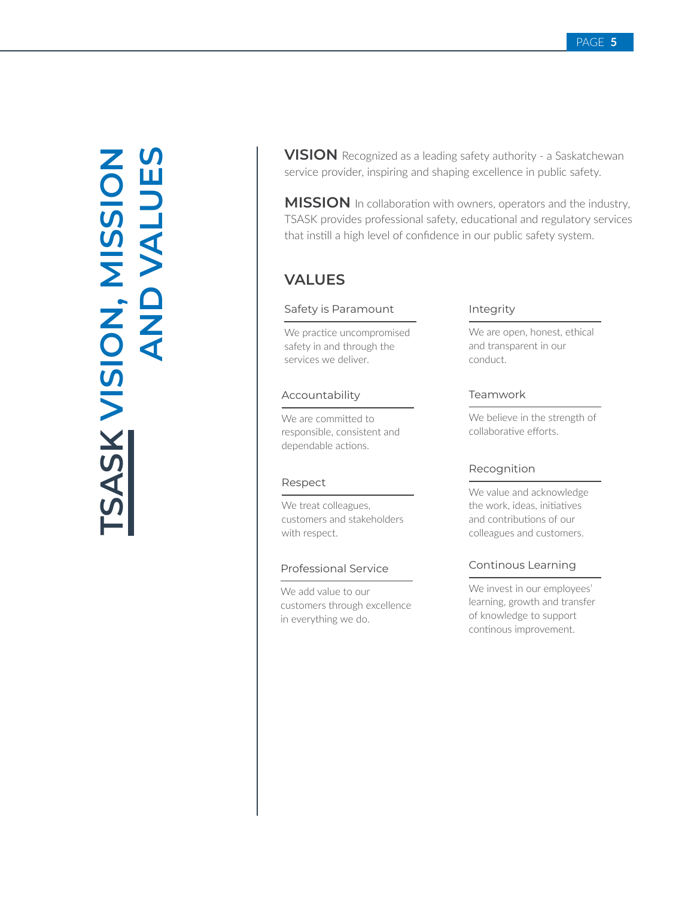# TSASK VISION, MISSION AND VALUES

**VISION** Recognized as a leading safety authority - a Saskatchewan service provider, inspiring and shaping excellence in public safety.

**MISSION** In collaboration with owners, operators and the industry, TSASK provides professional safety, educational and regulatory services that instill a high level of confidence in our public safety system.

## VALUES

### Safety is Paramount

We practice uncompromised safety in and through the services we deliver.

### Accountability

We are committed to responsible, consistent and dependable actions.

### Respect

We treat colleagues, customers and stakeholders with respect.

### Professional Service

We add value to our customers through excellence in everything we do.

### Integrity

We are open, honest, ethical and transparent in our conduct.

### Teamwork

We believe in the strength of collaborative efforts.

### Recognition

We value and acknowledge the work, ideas, initiatives and contributions of our colleagues and customers.

### Continous Learning

We invest in our employees' learning, growth and transfer of knowledge to support continous improvement.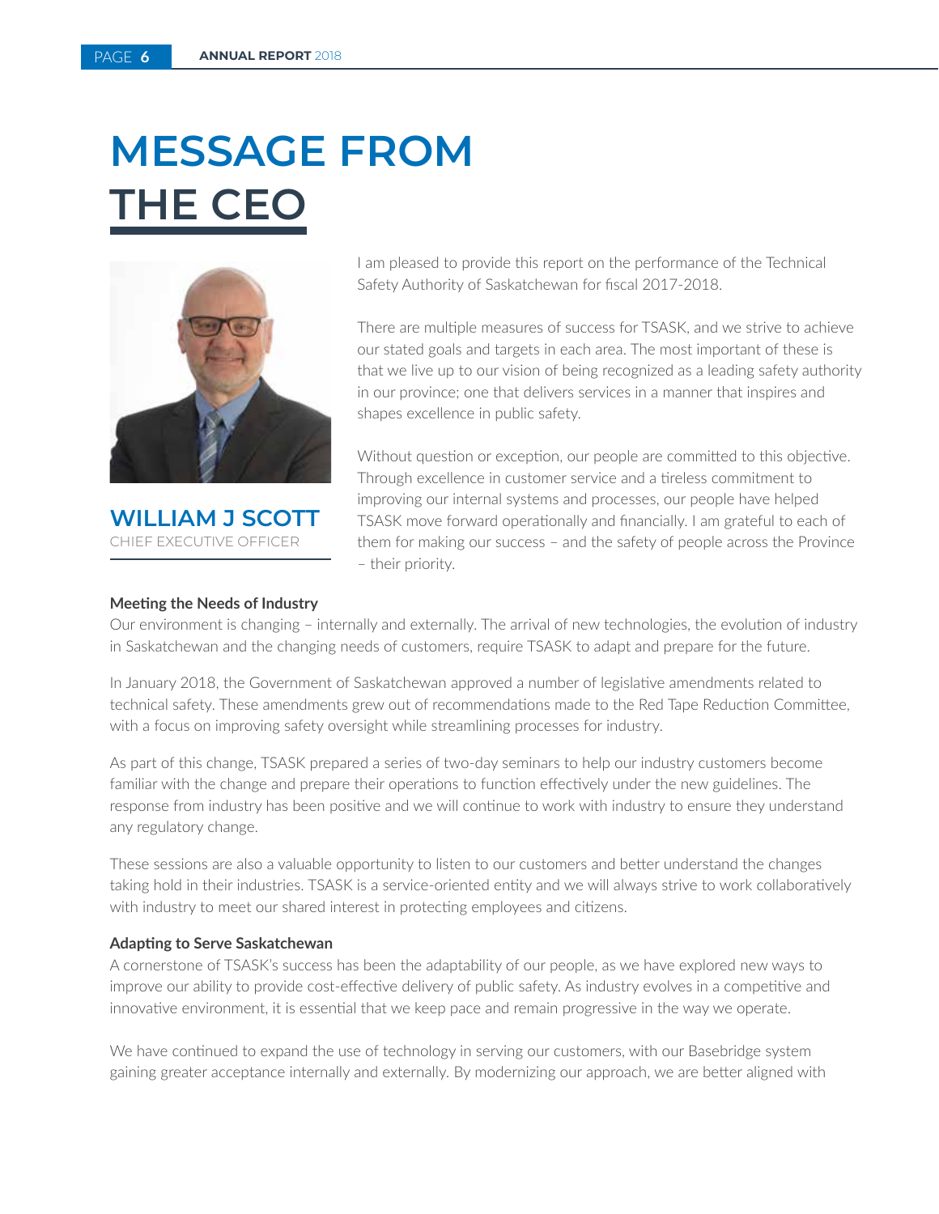# MESSAGE FROM THE CEO

**WILLIAM J SCOTT**
CHIEF EXECUTIVE OFFICER

I am pleased to provide this report on the performance of the Technical Safety Authority of Saskatchewan for fiscal 2017-2018.

There are multiple measures of success for TSASK, and we strive to achieve our stated goals and targets in each area. The most important of these is that we live up to our vision of being recognized as a leading safety authority in our province; one that delivers services in a manner that inspires and shapes excellence in public safety.

Without question or exception, our people are committed to this objective. Through excellence in customer service and a tireless commitment to improving our internal systems and processes, our people have helped TSASK move forward operationally and financially. I am grateful to each of them for making our success – and the safety of people across the Province – their priority.

**Meeting the Needs of Industry**

Our environment is changing – internally and externally. The arrival of new technologies, the evolution of industry in Saskatchewan and the changing needs of customers, require TSASK to adapt and prepare for the future.

In January 2018, the Government of Saskatchewan approved a number of legislative amendments related to technical safety. These amendments grew out of recommendations made to the Red Tape Reduction Committee, with a focus on improving safety oversight while streamlining processes for industry.

As part of this change, TSASK prepared a series of two-day seminars to help our industry customers become familiar with the change and prepare their operations to function effectively under the new guidelines. The response from industry has been positive and we will continue to work with industry to ensure they understand any regulatory change.

These sessions are also a valuable opportunity to listen to our customers and better understand the changes taking hold in their industries. TSASK is a service-oriented entity and we will always strive to work collaboratively with industry to meet our shared interest in protecting employees and citizens.

**Adapting to Serve Saskatchewan**

A cornerstone of TSASK's success has been the adaptability of our people, as we have explored new ways to improve our ability to provide cost-effective delivery of public safety. As industry evolves in a competitive and innovative environment, it is essential that we keep pace and remain progressive in the way we operate.

We have continued to expand the use of technology in serving our customers, with our Basebridge system gaining greater acceptance internally and externally. By modernizing our approach, we are better aligned with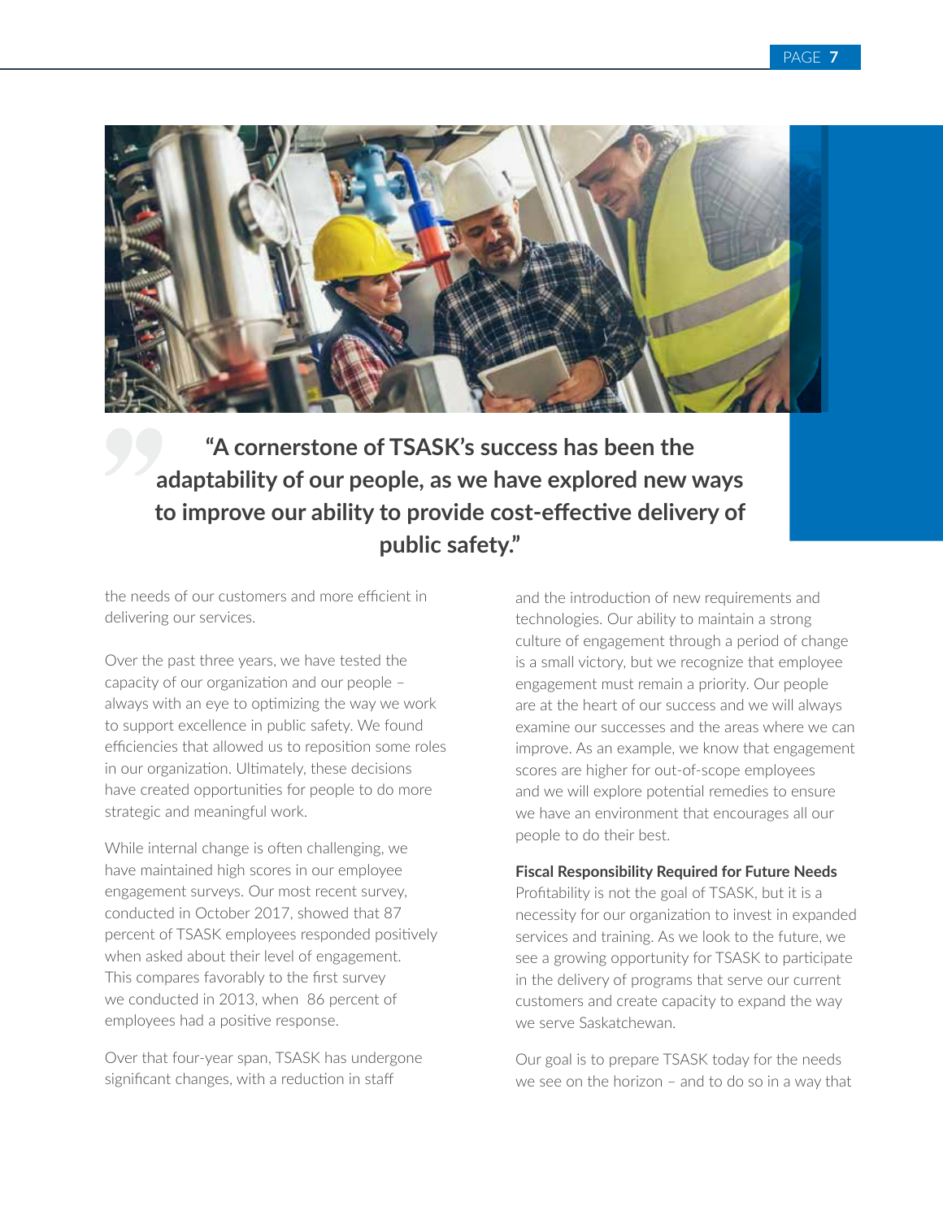> **"A cornerstone of TSASK's success has been the adaptability of our people, as we have explored new ways to improve our ability to provide cost-effective delivery of public safety."**

the needs of our customers and more efficient in delivering our services.

Over the past three years, we have tested the capacity of our organization and our people – always with an eye to optimizing the way we work to support excellence in public safety. We found efficiencies that allowed us to reposition some roles in our organization. Ultimately, these decisions have created opportunities for people to do more strategic and meaningful work.

While internal change is often challenging, we have maintained high scores in our employee engagement surveys. Our most recent survey, conducted in October 2017, showed that 87 percent of TSASK employees responded positively when asked about their level of engagement. This compares favorably to the first survey we conducted in 2013, when 86 percent of employees had a positive response.

Over that four-year span, TSASK has undergone significant changes, with a reduction in staff and the introduction of new requirements and technologies. Our ability to maintain a strong culture of engagement through a period of change is a small victory, but we recognize that employee engagement must remain a priority. Our people are at the heart of our success and we will always examine our successes and the areas where we can improve. As an example, we know that engagement scores are higher for out-of-scope employees and we will explore potential remedies to ensure we have an environment that encourages all our people to do their best.

**Fiscal Responsibility Required for Future Needs**

Profitability is not the goal of TSASK, but it is a necessity for our organization to invest in expanded services and training. As we look to the future, we see a growing opportunity for TSASK to participate in the delivery of programs that serve our current customers and create capacity to expand the way we serve Saskatchewan.

Our goal is to prepare TSASK today for the needs we see on the horizon – and to do so in a way that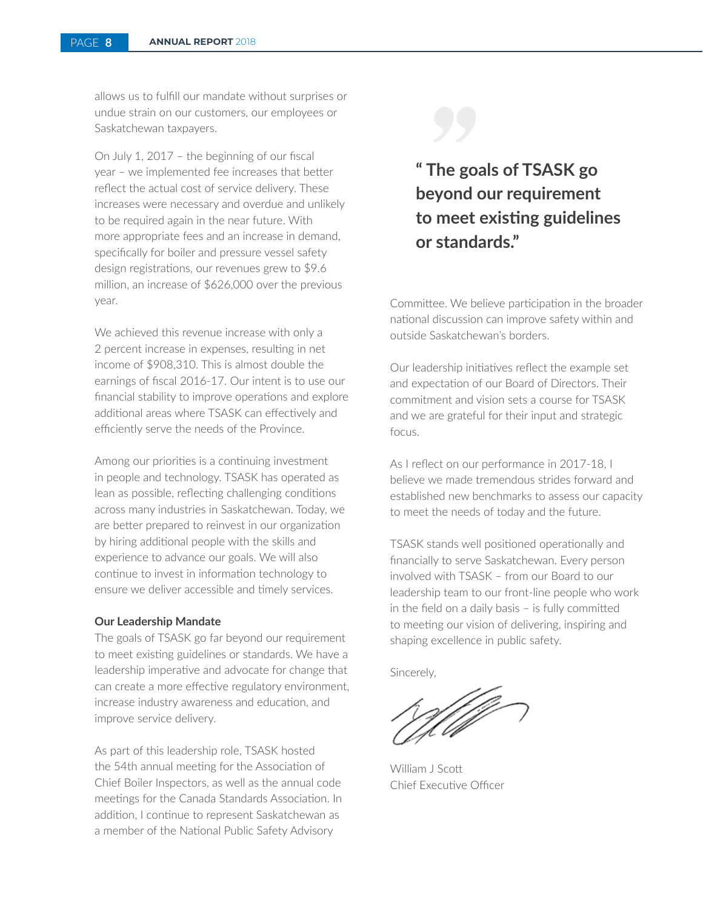allows us to fulfill our mandate without surprises or undue strain on our customers, our employees or Saskatchewan taxpayers.

On July 1, 2017 – the beginning of our fiscal year – we implemented fee increases that better reflect the actual cost of service delivery. These increases were necessary and overdue and unlikely to be required again in the near future. With more appropriate fees and an increase in demand, specifically for boiler and pressure vessel safety design registrations, our revenues grew to $9.6 million, an increase of $626,000 over the previous year.

We achieved this revenue increase with only a 2 percent increase in expenses, resulting in net income of $908,310. This is almost double the earnings of fiscal 2016-17. Our intent is to use our financial stability to improve operations and explore additional areas where TSASK can effectively and efficiently serve the needs of the Province.

Among our priorities is a continuing investment in people and technology. TSASK has operated as lean as possible, reflecting challenging conditions across many industries in Saskatchewan. Today, we are better prepared to reinvest in our organization by hiring additional people with the skills and experience to advance our goals. We will also continue to invest in information technology to ensure we deliver accessible and timely services.

**Our Leadership Mandate**

The goals of TSASK go far beyond our requirement to meet existing guidelines or standards. We have a leadership imperative and advocate for change that can create a more effective regulatory environment, increase industry awareness and education, and improve service delivery.

As part of this leadership role, TSASK hosted the 54th annual meeting for the Association of Chief Boiler Inspectors, as well as the annual code meetings for the Canada Standards Association. In addition, I continue to represent Saskatchewan as a member of the National Public Safety Advisory Committee. We believe participation in the broader national discussion can improve safety within and outside Saskatchewan's borders.

> **" The goals of TSASK go beyond our requirement to meet existing guidelines or standards."**

Our leadership initiatives reflect the example set and expectation of our Board of Directors. Their commitment and vision sets a course for TSASK and we are grateful for their input and strategic focus.

As I reflect on our performance in 2017-18, I believe we made tremendous strides forward and established new benchmarks to assess our capacity to meet the needs of today and the future.

TSASK stands well positioned operationally and financially to serve Saskatchewan. Every person involved with TSASK – from our Board to our leadership team to our front-line people who work in the field on a daily basis – is fully committed to meeting our vision of delivering, inspiring and shaping excellence in public safety.

Sincerely,

William J Scott
Chief Executive Officer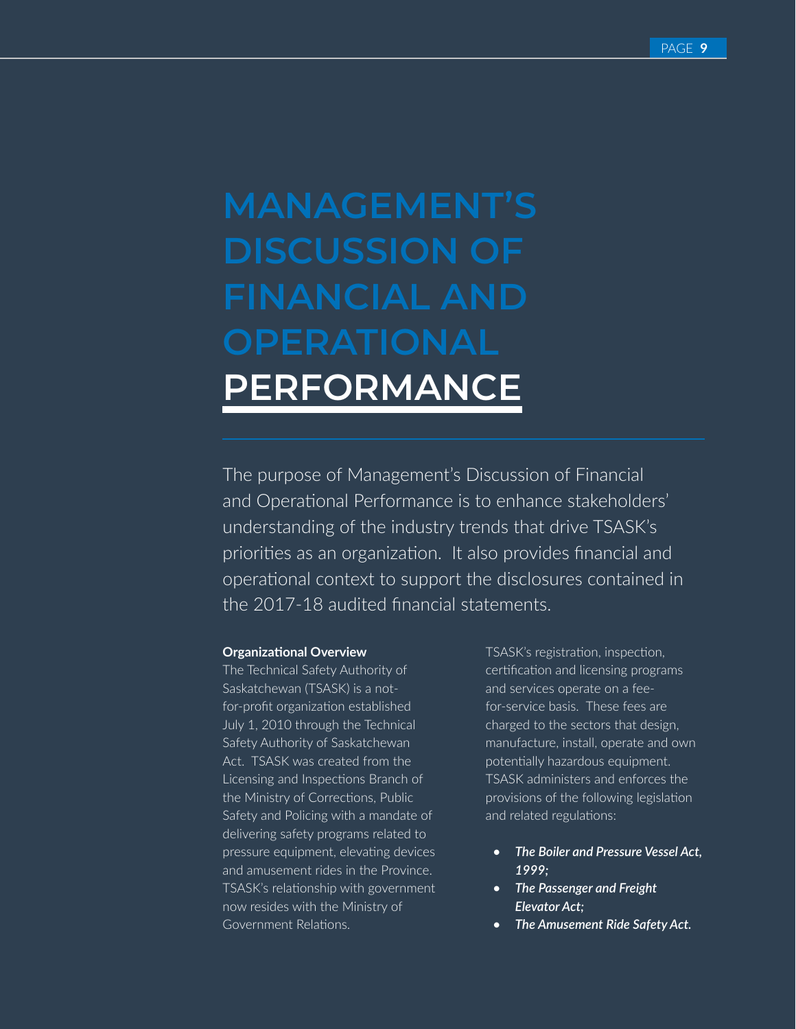# MANAGEMENT'S DISCUSSION OF FINANCIAL AND OPERATIONAL PERFORMANCE

The purpose of Management's Discussion of Financial and Operational Performance is to enhance stakeholders' understanding of the industry trends that drive TSASK's priorities as an organization. It also provides financial and operational context to support the disclosures contained in the 2017-18 audited financial statements.

**Organizational Overview**

The Technical Safety Authority of Saskatchewan (TSASK) is a not-for-profit organization established July 1, 2010 through the Technical Safety Authority of Saskatchewan Act. TSASK was created from the Licensing and Inspections Branch of the Ministry of Corrections, Public Safety and Policing with a mandate of delivering safety programs related to pressure equipment, elevating devices and amusement rides in the Province. TSASK's relationship with government now resides with the Ministry of Government Relations.

TSASK's registration, inspection, certification and licensing programs and services operate on a fee-for-service basis. These fees are charged to the sectors that design, manufacture, install, operate and own potentially hazardous equipment. TSASK administers and enforces the provisions of the following legislation and related regulations:

- ***The Boiler and Pressure Vessel Act, 1999;***
- ***The Passenger and Freight Elevator Act;***
- ***The Amusement Ride Safety Act.***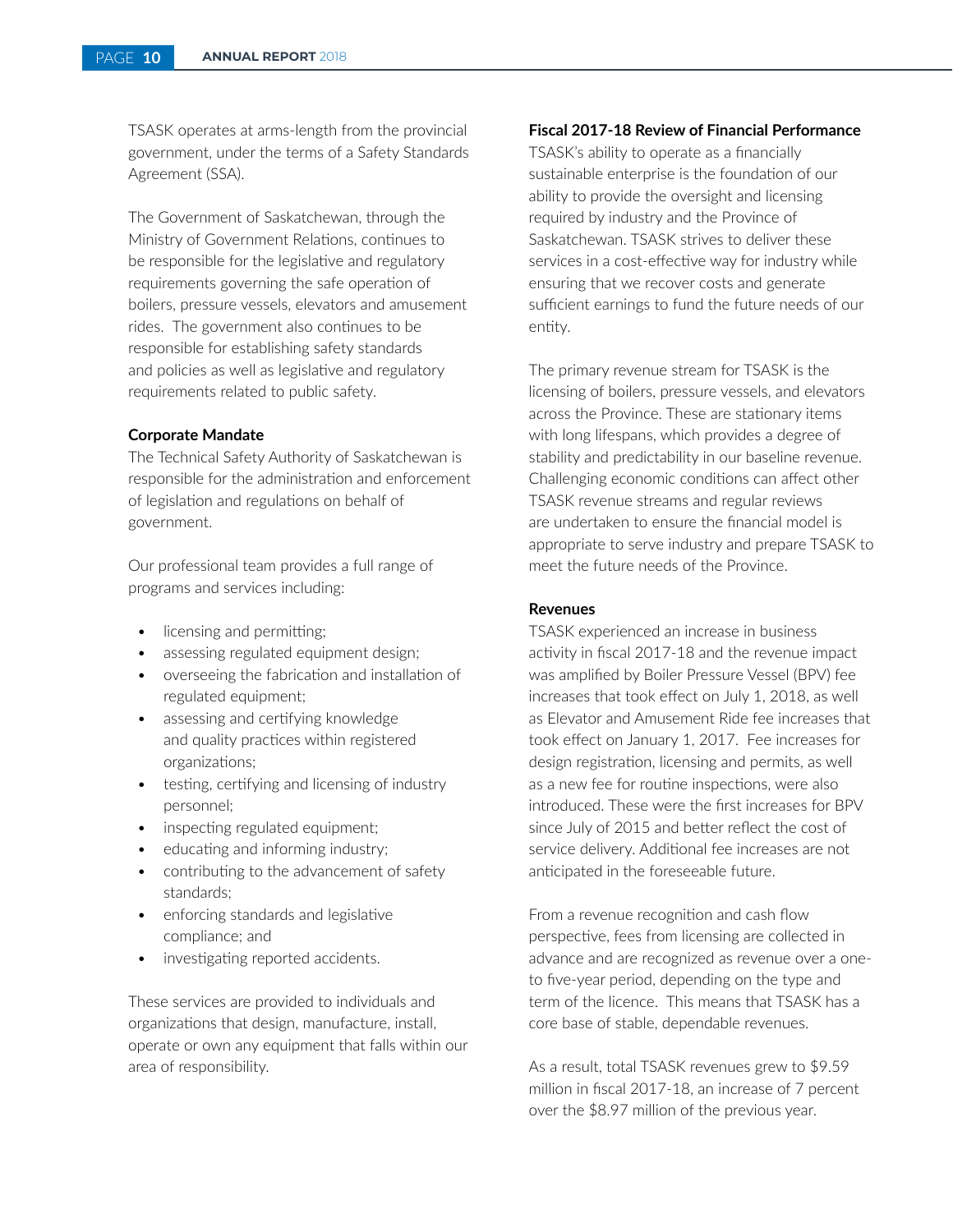TSASK operates at arms-length from the provincial government, under the terms of a Safety Standards Agreement (SSA).

The Government of Saskatchewan, through the Ministry of Government Relations, continues to be responsible for the legislative and regulatory requirements governing the safe operation of boilers, pressure vessels, elevators and amusement rides. The government also continues to be responsible for establishing safety standards and policies as well as legislative and regulatory requirements related to public safety.

**Corporate Mandate**

The Technical Safety Authority of Saskatchewan is responsible for the administration and enforcement of legislation and regulations on behalf of government.

Our professional team provides a full range of programs and services including:

- licensing and permitting;
- assessing regulated equipment design;
- overseeing the fabrication and installation of regulated equipment;
- assessing and certifying knowledge and quality practices within registered organizations;
- testing, certifying and licensing of industry personnel;
- inspecting regulated equipment;
- educating and informing industry;
- contributing to the advancement of safety standards;
- enforcing standards and legislative compliance; and
- investigating reported accidents.

These services are provided to individuals and organizations that design, manufacture, install, operate or own any equipment that falls within our area of responsibility.

**Fiscal 2017-18 Review of Financial Performance**

TSASK's ability to operate as a financially sustainable enterprise is the foundation of our ability to provide the oversight and licensing required by industry and the Province of Saskatchewan. TSASK strives to deliver these services in a cost-effective way for industry while ensuring that we recover costs and generate sufficient earnings to fund the future needs of our entity.

The primary revenue stream for TSASK is the licensing of boilers, pressure vessels, and elevators across the Province. These are stationary items with long lifespans, which provides a degree of stability and predictability in our baseline revenue. Challenging economic conditions can affect other TSASK revenue streams and regular reviews are undertaken to ensure the financial model is appropriate to serve industry and prepare TSASK to meet the future needs of the Province.

**Revenues**

TSASK experienced an increase in business activity in fiscal 2017-18 and the revenue impact was amplified by Boiler Pressure Vessel (BPV) fee increases that took effect on July 1, 2018, as well as Elevator and Amusement Ride fee increases that took effect on January 1, 2017. Fee increases for design registration, licensing and permits, as well as a new fee for routine inspections, were also introduced. These were the first increases for BPV since July of 2015 and better reflect the cost of service delivery. Additional fee increases are not anticipated in the foreseeable future.

From a revenue recognition and cash flow perspective, fees from licensing are collected in advance and are recognized as revenue over a one- to five-year period, depending on the type and term of the licence. This means that TSASK has a core base of stable, dependable revenues.

As a result, total TSASK revenues grew to $9.59 million in fiscal 2017-18, an increase of 7 percent over the $8.97 million of the previous year.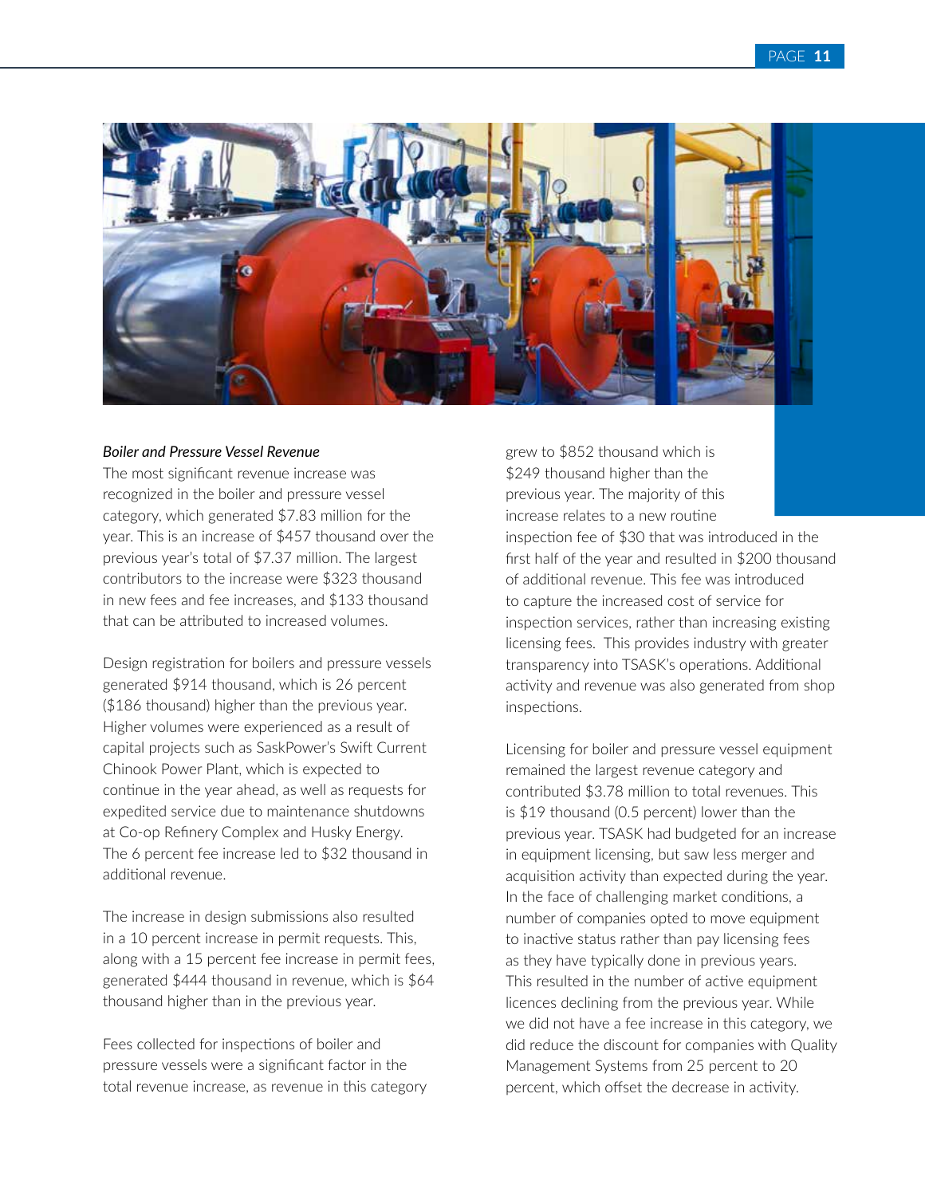*Boiler and Pressure Vessel Revenue*

The most significant revenue increase was recognized in the boiler and pressure vessel category, which generated $7.83 million for the year. This is an increase of $457 thousand over the previous year's total of $7.37 million. The largest contributors to the increase were $323 thousand in new fees and fee increases, and $133 thousand that can be attributed to increased volumes.

Design registration for boilers and pressure vessels generated $914 thousand, which is 26 percent ($186 thousand) higher than the previous year. Higher volumes were experienced as a result of capital projects such as SaskPower's Swift Current Chinook Power Plant, which is expected to continue in the year ahead, as well as requests for expedited service due to maintenance shutdowns at Co-op Refinery Complex and Husky Energy. The 6 percent fee increase led to $32 thousand in additional revenue.

The increase in design submissions also resulted in a 10 percent increase in permit requests. This, along with a 15 percent fee increase in permit fees, generated $444 thousand in revenue, which is $64 thousand higher than in the previous year.

Fees collected for inspections of boiler and pressure vessels were a significant factor in the total revenue increase, as revenue in this category grew to $852 thousand which is $249 thousand higher than the previous year. The majority of this increase relates to a new routine inspection fee of $30 that was introduced in the first half of the year and resulted in $200 thousand of additional revenue. This fee was introduced to capture the increased cost of service for inspection services, rather than increasing existing licensing fees. This provides industry with greater transparency into TSASK's operations. Additional activity and revenue was also generated from shop inspections.

Licensing for boiler and pressure vessel equipment remained the largest revenue category and contributed $3.78 million to total revenues. This is $19 thousand (0.5 percent) lower than the previous year. TSASK had budgeted for an increase in equipment licensing, but saw less merger and acquisition activity than expected during the year. In the face of challenging market conditions, a number of companies opted to move equipment to inactive status rather than pay licensing fees as they have typically done in previous years. This resulted in the number of active equipment licences declining from the previous year. While we did not have a fee increase in this category, we did reduce the discount for companies with Quality Management Systems from 25 percent to 20 percent, which offset the decrease in activity.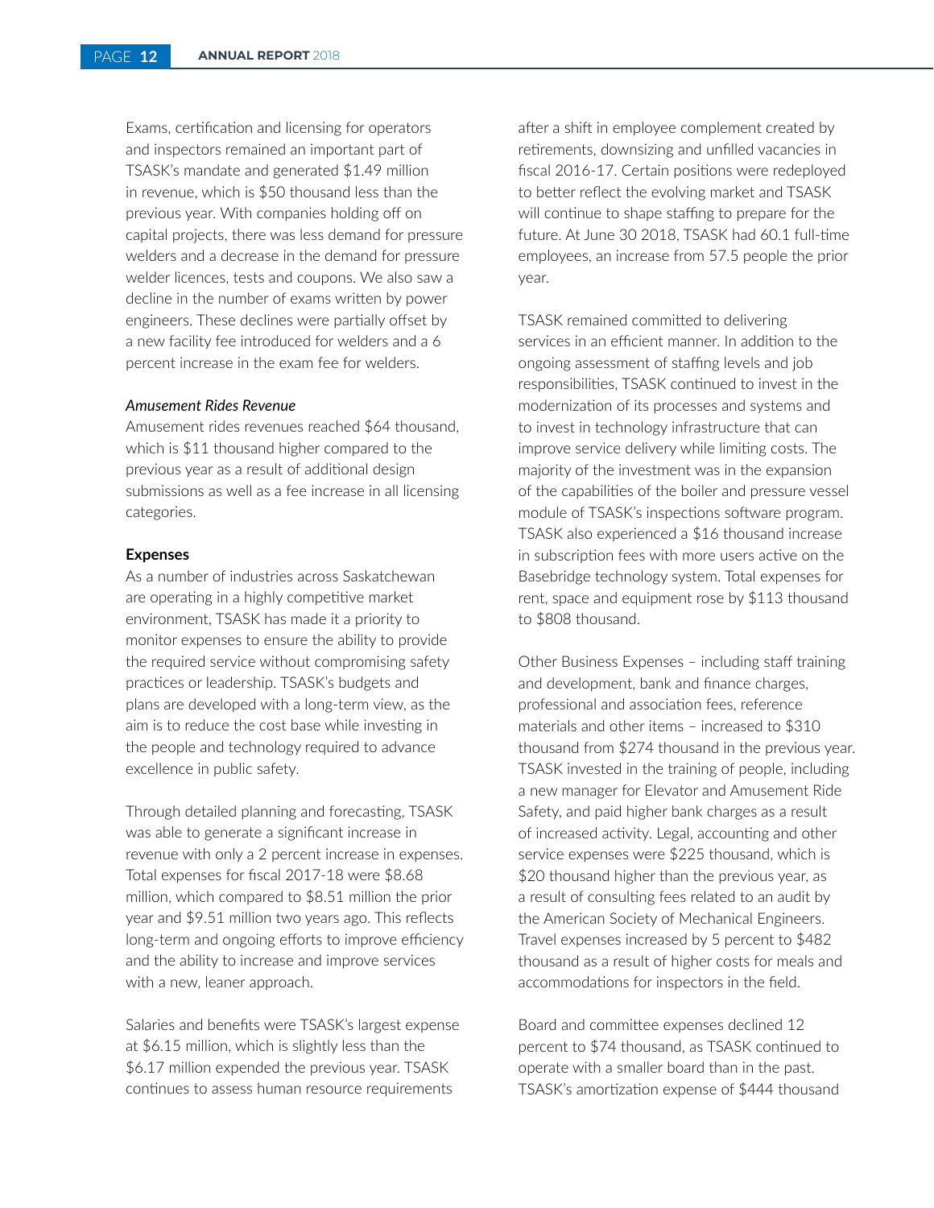Exams, certification and licensing for operators and inspectors remained an important part of TSASK's mandate and generated $1.49 million in revenue, which is $50 thousand less than the previous year. With companies holding off on capital projects, there was less demand for pressure welders and a decrease in the demand for pressure welder licences, tests and coupons. We also saw a decline in the number of exams written by power engineers. These declines were partially offset by a new facility fee introduced for welders and a 6 percent increase in the exam fee for welders.

### *Amusement Rides Revenue*

Amusement rides revenues reached $64 thousand, which is $11 thousand higher compared to the previous year as a result of additional design submissions as well as a fee increase in all licensing categories.

### **Expenses**

As a number of industries across Saskatchewan are operating in a highly competitive market environment, TSASK has made it a priority to monitor expenses to ensure the ability to provide the required service without compromising safety practices or leadership. TSASK's budgets and plans are developed with a long-term view, as the aim is to reduce the cost base while investing in the people and technology required to advance excellence in public safety.

Through detailed planning and forecasting, TSASK was able to generate a significant increase in revenue with only a 2 percent increase in expenses. Total expenses for fiscal 2017-18 were $8.68 million, which compared to $8.51 million the prior year and $9.51 million two years ago. This reflects long-term and ongoing efforts to improve efficiency and the ability to increase and improve services with a new, leaner approach.

Salaries and benefits were TSASK's largest expense at $6.15 million, which is slightly less than the $6.17 million expended the previous year. TSASK continues to assess human resource requirements after a shift in employee complement created by retirements, downsizing and unfilled vacancies in fiscal 2016-17. Certain positions were redeployed to better reflect the evolving market and TSASK will continue to shape staffing to prepare for the future. At June 30 2018, TSASK had 60.1 full-time employees, an increase from 57.5 people the prior year.

TSASK remained committed to delivering services in an efficient manner. In addition to the ongoing assessment of staffing levels and job responsibilities, TSASK continued to invest in the modernization of its processes and systems and to invest in technology infrastructure that can improve service delivery while limiting costs. The majority of the investment was in the expansion of the capabilities of the boiler and pressure vessel module of TSASK's inspections software program. TSASK also experienced a $16 thousand increase in subscription fees with more users active on the Basebridge technology system. Total expenses for rent, space and equipment rose by $113 thousand to $808 thousand.

Other Business Expenses – including staff training and development, bank and finance charges, professional and association fees, reference materials and other items – increased to $310 thousand from $274 thousand in the previous year. TSASK invested in the training of people, including a new manager for Elevator and Amusement Ride Safety, and paid higher bank charges as a result of increased activity. Legal, accounting and other service expenses were $225 thousand, which is $20 thousand higher than the previous year, as a result of consulting fees related to an audit by the American Society of Mechanical Engineers. Travel expenses increased by 5 percent to $482 thousand as a result of higher costs for meals and accommodations for inspectors in the field.

Board and committee expenses declined 12 percent to $74 thousand, as TSASK continued to operate with a smaller board than in the past. TSASK's amortization expense of $444 thousand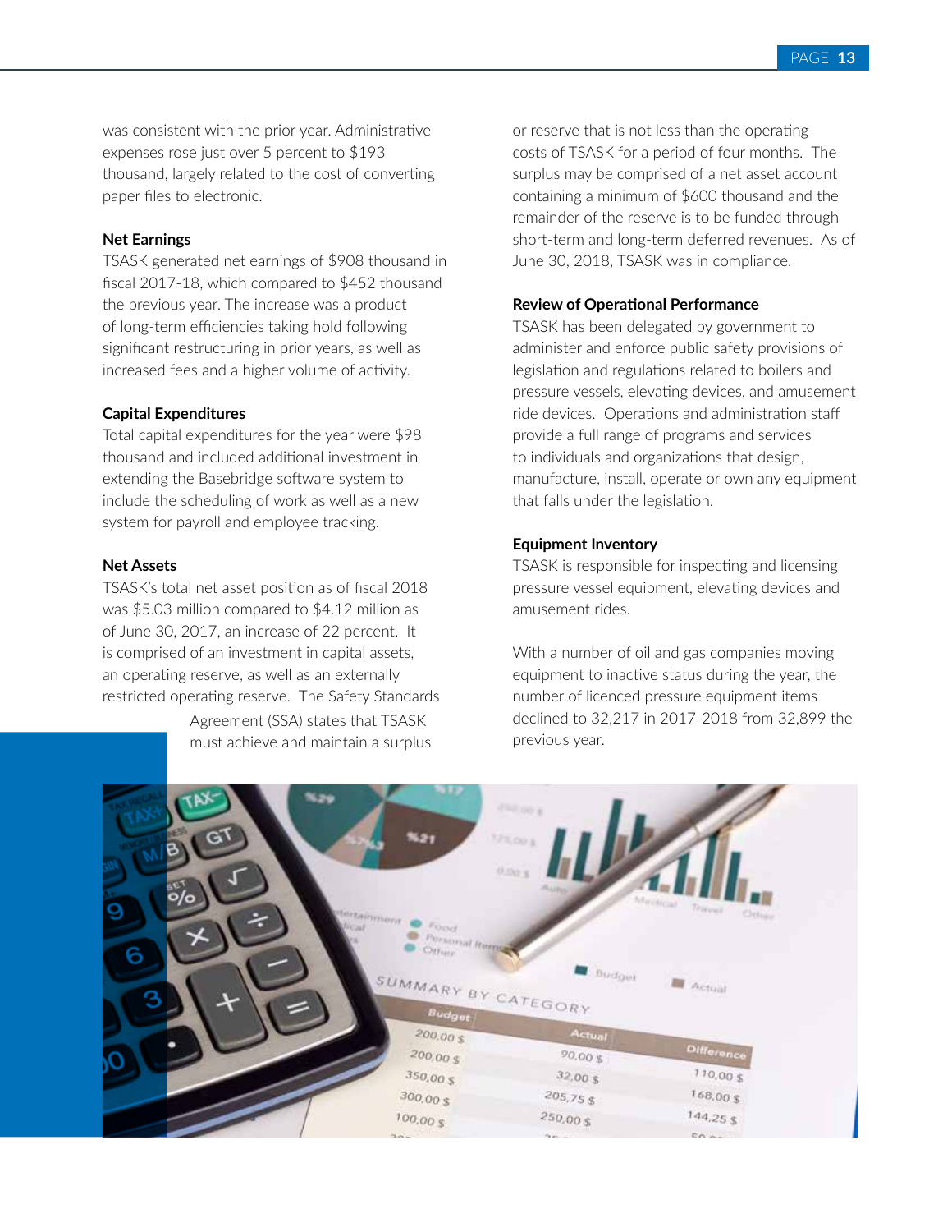was consistent with the prior year. Administrative expenses rose just over 5 percent to $193 thousand, largely related to the cost of converting paper files to electronic.

**Net Earnings**

TSASK generated net earnings of $908 thousand in fiscal 2017-18, which compared to $452 thousand the previous year. The increase was a product of long-term efficiencies taking hold following significant restructuring in prior years, as well as increased fees and a higher volume of activity.

**Capital Expenditures**

Total capital expenditures for the year were $98 thousand and included additional investment in extending the Basebridge software system to include the scheduling of work as well as a new system for payroll and employee tracking.

**Net Assets**

TSASK's total net asset position as of fiscal 2018 was $5.03 million compared to $4.12 million as of June 30, 2017, an increase of 22 percent. It is comprised of an investment in capital assets, an operating reserve, as well as an externally restricted operating reserve. The Safety Standards Agreement (SSA) states that TSASK must achieve and maintain a surplus or reserve that is not less than the operating costs of TSASK for a period of four months. The surplus may be comprised of a net asset account containing a minimum of $600 thousand and the remainder of the reserve is to be funded through short-term and long-term deferred revenues. As of June 30, 2018, TSASK was in compliance.

**Review of Operational Performance**

TSASK has been delegated by government to administer and enforce public safety provisions of legislation and regulations related to boilers and pressure vessels, elevating devices, and amusement ride devices. Operations and administration staff provide a full range of programs and services to individuals and organizations that design, manufacture, install, operate or own any equipment that falls under the legislation.

**Equipment Inventory**

TSASK is responsible for inspecting and licensing pressure vessel equipment, elevating devices and amusement rides.

With a number of oil and gas companies moving equipment to inactive status during the year, the number of licenced pressure equipment items declined to 32,217 in 2017-2018 from 32,899 the previous year.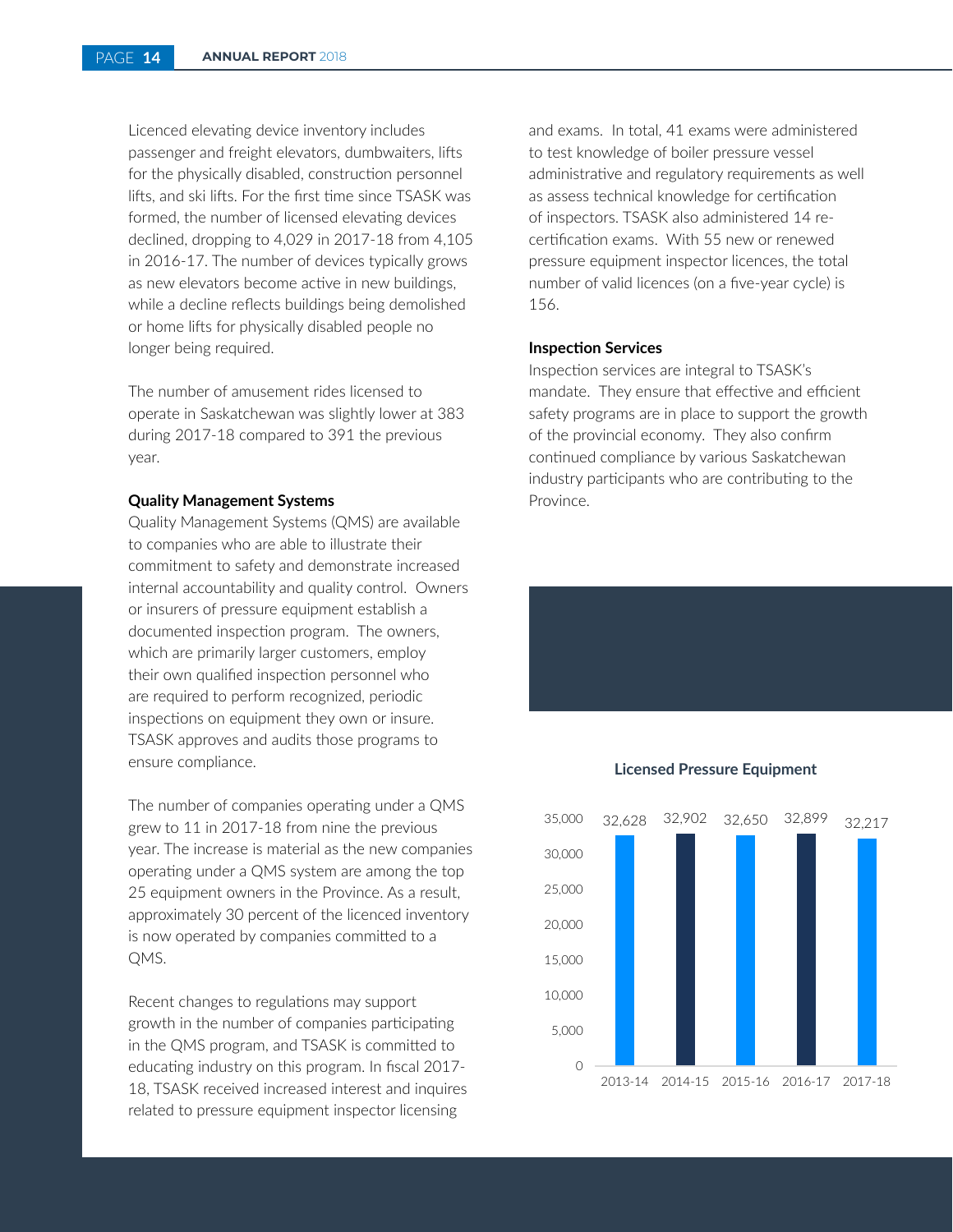Licenced elevating device inventory includes passenger and freight elevators, dumbwaiters, lifts for the physically disabled, construction personnel lifts, and ski lifts. For the first time since TSASK was formed, the number of licensed elevating devices declined, dropping to 4,029 in 2017-18 from 4,105 in 2016-17. The number of devices typically grows as new elevators become active in new buildings, while a decline reflects buildings being demolished or home lifts for physically disabled people no longer being required.

The number of amusement rides licensed to operate in Saskatchewan was slightly lower at 383 during 2017-18 compared to 391 the previous year.

**Quality Management Systems**

Quality Management Systems (QMS) are available to companies who are able to illustrate their commitment to safety and demonstrate increased internal accountability and quality control. Owners or insurers of pressure equipment establish a documented inspection program. The owners, which are primarily larger customers, employ their own qualified inspection personnel who are required to perform recognized, periodic inspections on equipment they own or insure. TSASK approves and audits those programs to ensure compliance.

The number of companies operating under a QMS grew to 11 in 2017-18 from nine the previous year. The increase is material as the new companies operating under a QMS system are among the top 25 equipment owners in the Province. As a result, approximately 30 percent of the licenced inventory is now operated by companies committed to a QMS.

Recent changes to regulations may support growth in the number of companies participating in the QMS program, and TSASK is committed to educating industry on this program. In fiscal 2017-18, TSASK received increased interest and inquires related to pressure equipment inspector licensing and exams. In total, 41 exams were administered to test knowledge of boiler pressure vessel administrative and regulatory requirements as well as assess technical knowledge for certification of inspectors. TSASK also administered 14 re-certification exams. With 55 new or renewed pressure equipment inspector licences, the total number of valid licences (on a five-year cycle) is 156.

**Inspection Services**

Inspection services are integral to TSASK's mandate. They ensure that effective and efficient safety programs are in place to support the growth of the provincial economy. They also confirm continued compliance by various Saskatchewan industry participants who are contributing to the Province.

**Licensed Pressure Equipment**

| Year | Licensed Pressure Equipment |
|---|---|
| 2013-14 | 32,628 |
| 2014-15 | 32,902 |
| 2015-16 | 32,650 |
| 2016-17 | 32,899 |
| 2017-18 | 32,217 |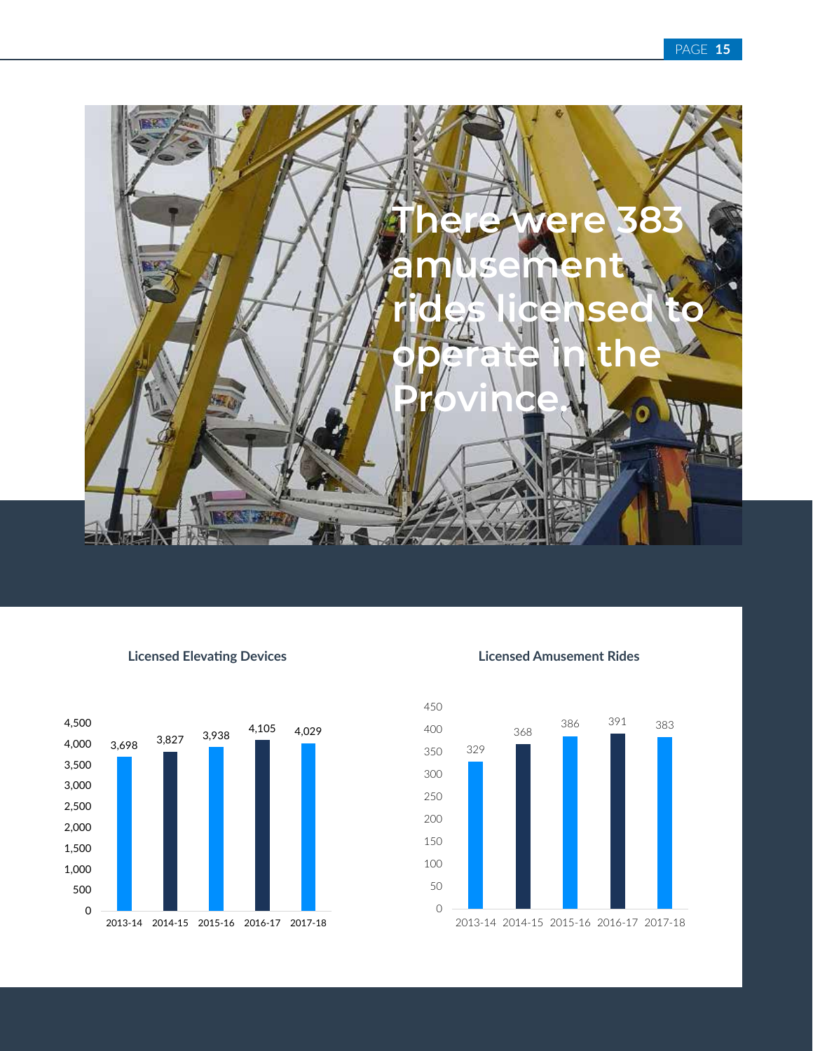There were 383 amusement rides licensed to operate in the Province.

**Licensed Elevating Devices**

| Year | Licensed Elevating Devices |
|---|---|
| 2013-14 | 3,698 |
| 2014-15 | 3,827 |
| 2015-16 | 3,938 |
| 2016-17 | 4,105 |
| 2017-18 | 4,029 |

**Licensed Amusement Rides**

| Year | Licensed Amusement Rides |
|---|---|
| 2013-14 | 329 |
| 2014-15 | 368 |
| 2015-16 | 386 |
| 2016-17 | 391 |
| 2017-18 | 383 |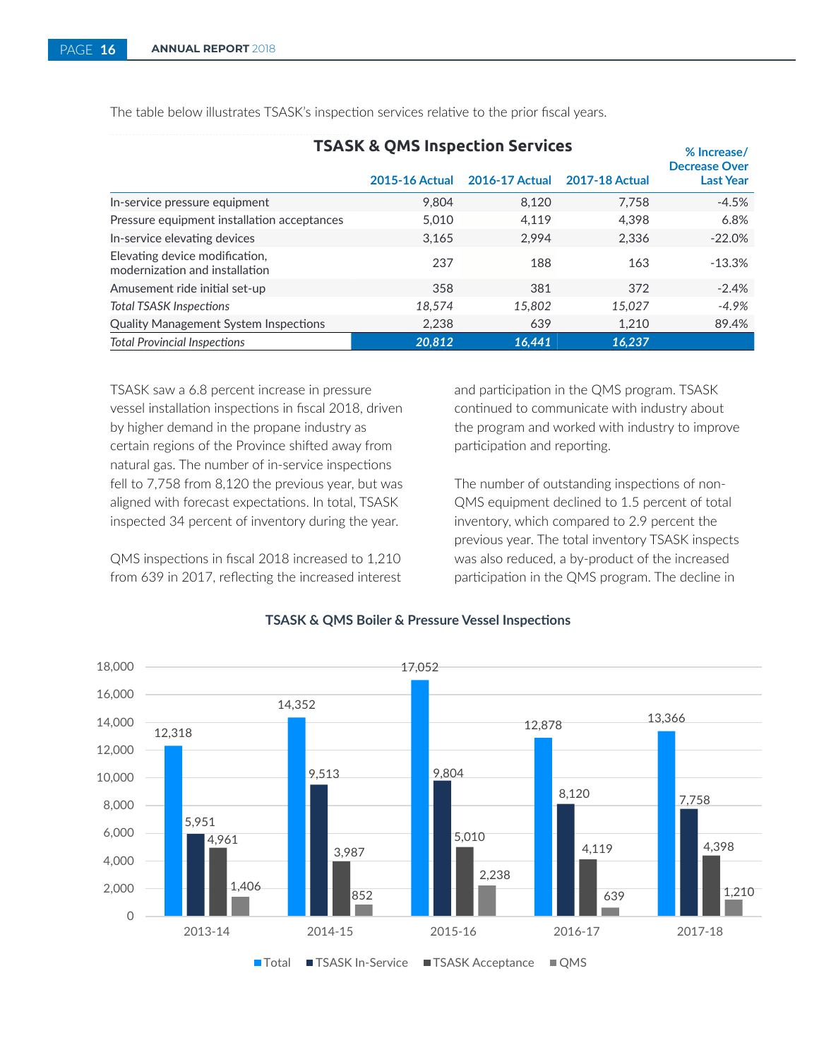The table below illustrates TSASK's inspection services relative to the prior fiscal years.

## TSASK & QMS Inspection Services

| | 2015-16 Actual | 2016-17 Actual | 2017-18 Actual | % Increase/ Decrease Over Last Year |
|---|---|---|---|---|
| In-service pressure equipment | 9,804 | 8,120 | 7,758 | -4.5% |
| Pressure equipment installation acceptances | 5,010 | 4,119 | 4,398 | 6.8% |
| In-service elevating devices | 3,165 | 2,994 | 2,336 | -22.0% |
| Elevating device modification, modernization and installation | 237 | 188 | 163 | -13.3% |
| Amusement ride initial set-up | 358 | 381 | 372 | -2.4% |
| *Total TSASK Inspections* | *18,574* | *15,802* | *15,027* | *-4.9%* |
| Quality Management System Inspections | 2,238 | 639 | 1,210 | 89.4% |
| *Total Provincial Inspections* | ***20,812*** | ***16,441*** | ***16,237*** | |

TSASK saw a 6.8 percent increase in pressure vessel installation inspections in fiscal 2018, driven by higher demand in the propane industry as certain regions of the Province shifted away from natural gas. The number of in-service inspections fell to 7,758 from 8,120 the previous year, but was aligned with forecast expectations. In total, TSASK inspected 34 percent of inventory during the year.

QMS inspections in fiscal 2018 increased to 1,210 from 639 in 2017, reflecting the increased interest and participation in the QMS program. TSASK continued to communicate with industry about the program and worked with industry to improve participation and reporting.

The number of outstanding inspections of non-QMS equipment declined to 1.5 percent of total inventory, which compared to 2.9 percent the previous year. The total inventory TSASK inspects was also reduced, a by-product of the increased participation in the QMS program. The decline in

### TSASK & QMS Boiler & Pressure Vessel Inspections

| | Total | TSASK In-Service | TSASK Acceptance | QMS |
|---|---|---|---|---|
| 2013-14 | 12,318 | 5,951 | 4,961 | 1,406 |
| 2014-15 | 14,352 | 9,513 | 3,987 | 852 |
| 2015-16 | 17,052 | 9,804 | 5,010 | 2,238 |
| 2016-17 | 12,878 | 8,120 | 4,119 | 639 |
| 2017-18 | 13,366 | 7,758 | 4,398 | 1,210 |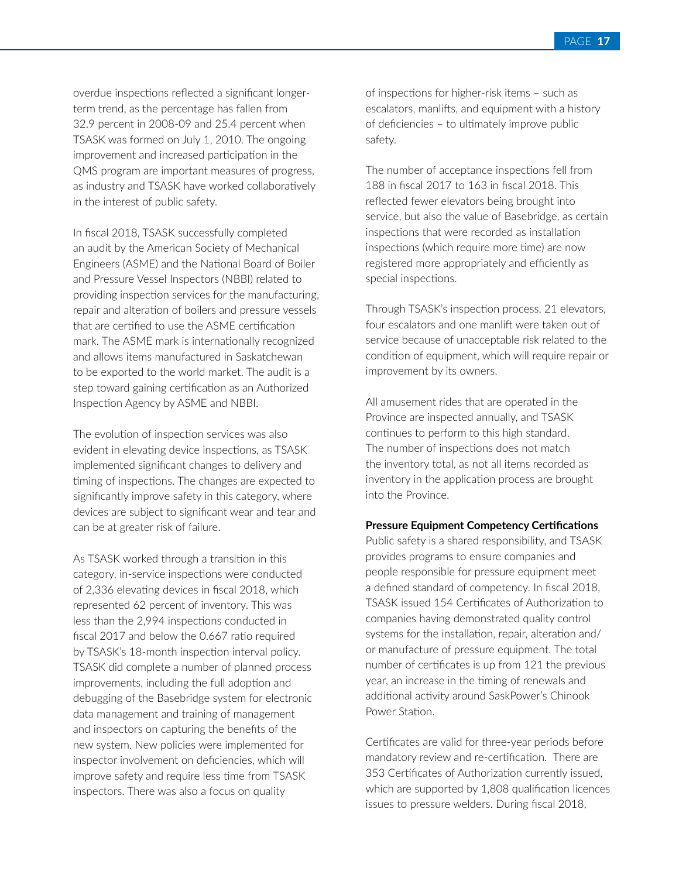overdue inspections reflected a significant longer-term trend, as the percentage has fallen from 32.9 percent in 2008-09 and 25.4 percent when TSASK was formed on July 1, 2010. The ongoing improvement and increased participation in the QMS program are important measures of progress, as industry and TSASK have worked collaboratively in the interest of public safety.

In fiscal 2018, TSASK successfully completed an audit by the American Society of Mechanical Engineers (ASME) and the National Board of Boiler and Pressure Vessel Inspectors (NBBI) related to providing inspection services for the manufacturing, repair and alteration of boilers and pressure vessels that are certified to use the ASME certification mark. The ASME mark is internationally recognized and allows items manufactured in Saskatchewan to be exported to the world market. The audit is a step toward gaining certification as an Authorized Inspection Agency by ASME and NBBI.

The evolution of inspection services was also evident in elevating device inspections, as TSASK implemented significant changes to delivery and timing of inspections. The changes are expected to significantly improve safety in this category, where devices are subject to significant wear and tear and can be at greater risk of failure.

As TSASK worked through a transition in this category, in-service inspections were conducted of 2,336 elevating devices in fiscal 2018, which represented 62 percent of inventory. This was less than the 2,994 inspections conducted in fiscal 2017 and below the 0.667 ratio required by TSASK's 18-month inspection interval policy. TSASK did complete a number of planned process improvements, including the full adoption and debugging of the Basebridge system for electronic data management and training of management and inspectors on capturing the benefits of the new system. New policies were implemented for inspector involvement on deficiencies, which will improve safety and require less time from TSASK inspectors. There was also a focus on quality of inspections for higher-risk items – such as escalators, manlifts, and equipment with a history of deficiencies – to ultimately improve public safety.

The number of acceptance inspections fell from 188 in fiscal 2017 to 163 in fiscal 2018. This reflected fewer elevators being brought into service, but also the value of Basebridge, as certain inspections that were recorded as installation inspections (which require more time) are now registered more appropriately and efficiently as special inspections.

Through TSASK's inspection process, 21 elevators, four escalators and one manlift were taken out of service because of unacceptable risk related to the condition of equipment, which will require repair or improvement by its owners.

All amusement rides that are operated in the Province are inspected annually, and TSASK continues to perform to this high standard. The number of inspections does not match the inventory total, as not all items recorded as inventory in the application process are brought into the Province.

**Pressure Equipment Competency Certifications**

Public safety is a shared responsibility, and TSASK provides programs to ensure companies and people responsible for pressure equipment meet a defined standard of competency. In fiscal 2018, TSASK issued 154 Certificates of Authorization to companies having demonstrated quality control systems for the installation, repair, alteration and/or manufacture of pressure equipment. The total number of certificates is up from 121 the previous year, an increase in the timing of renewals and additional activity around SaskPower's Chinook Power Station.

Certificates are valid for three-year periods before mandatory review and re-certification. There are 353 Certificates of Authorization currently issued, which are supported by 1,808 qualification licences issues to pressure welders. During fiscal 2018,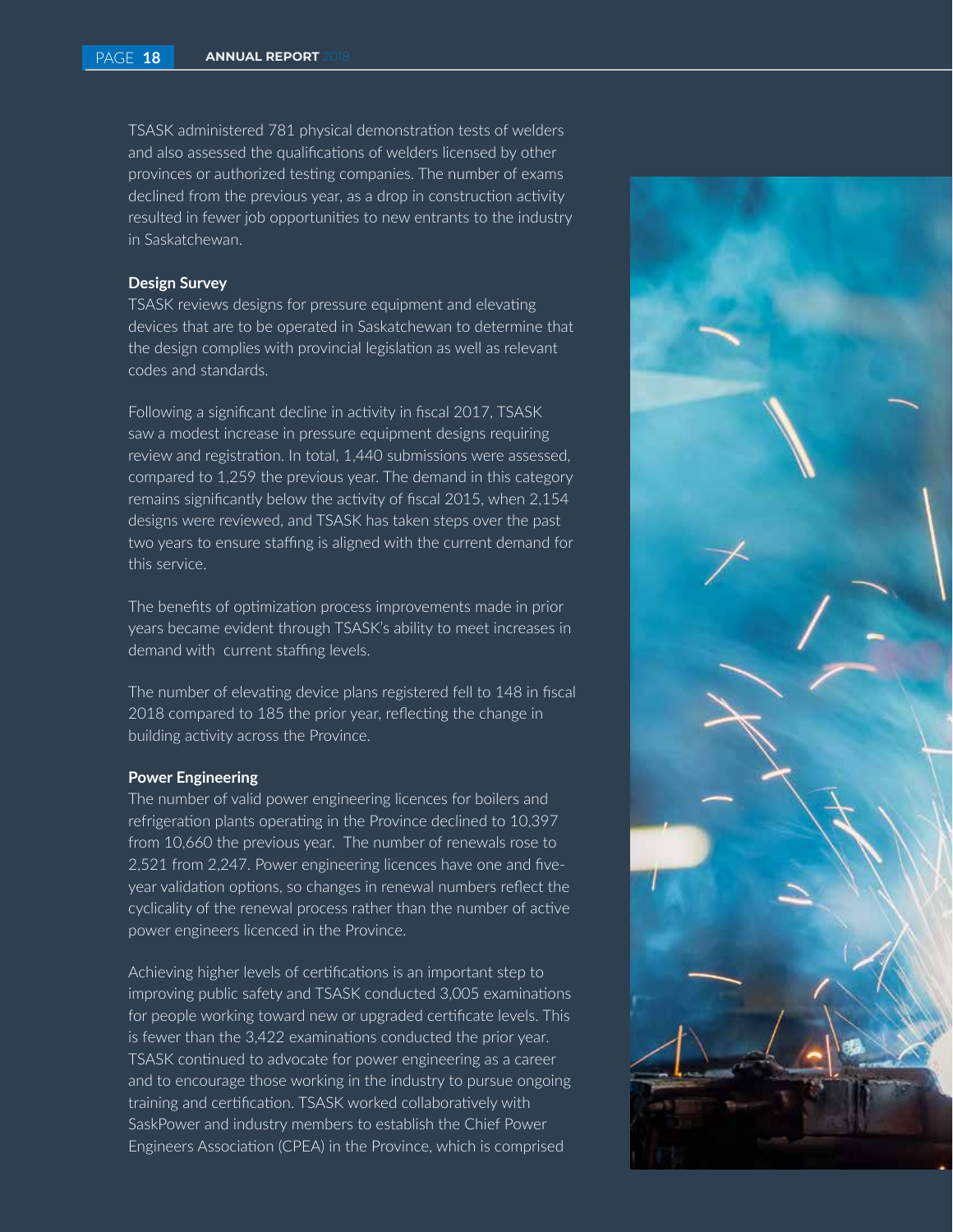TSASK administered 781 physical demonstration tests of welders and also assessed the qualifications of welders licensed by other provinces or authorized testing companies. The number of exams declined from the previous year, as a drop in construction activity resulted in fewer job opportunities to new entrants to the industry in Saskatchewan.

**Design Survey**

TSASK reviews designs for pressure equipment and elevating devices that are to be operated in Saskatchewan to determine that the design complies with provincial legislation as well as relevant codes and standards.

Following a significant decline in activity in fiscal 2017, TSASK saw a modest increase in pressure equipment designs requiring review and registration. In total, 1,440 submissions were assessed, compared to 1,259 the previous year. The demand in this category remains significantly below the activity of fiscal 2015, when 2,154 designs were reviewed, and TSASK has taken steps over the past two years to ensure staffing is aligned with the current demand for this service.

The benefits of optimization process improvements made in prior years became evident through TSASK's ability to meet increases in demand with current staffing levels.

The number of elevating device plans registered fell to 148 in fiscal 2018 compared to 185 the prior year, reflecting the change in building activity across the Province.

**Power Engineering**

The number of valid power engineering licences for boilers and refrigeration plants operating in the Province declined to 10,397 from 10,660 the previous year. The number of renewals rose to 2,521 from 2,247. Power engineering licences have one and five-year validation options, so changes in renewal numbers reflect the cyclicality of the renewal process rather than the number of active power engineers licenced in the Province.

Achieving higher levels of certifications is an important step to improving public safety and TSASK conducted 3,005 examinations for people working toward new or upgraded certificate levels. This is fewer than the 3,422 examinations conducted the prior year. TSASK continued to advocate for power engineering as a career and to encourage those working in the industry to pursue ongoing training and certification. TSASK worked collaboratively with SaskPower and industry members to establish the Chief Power Engineers Association (CPEA) in the Province, which is comprised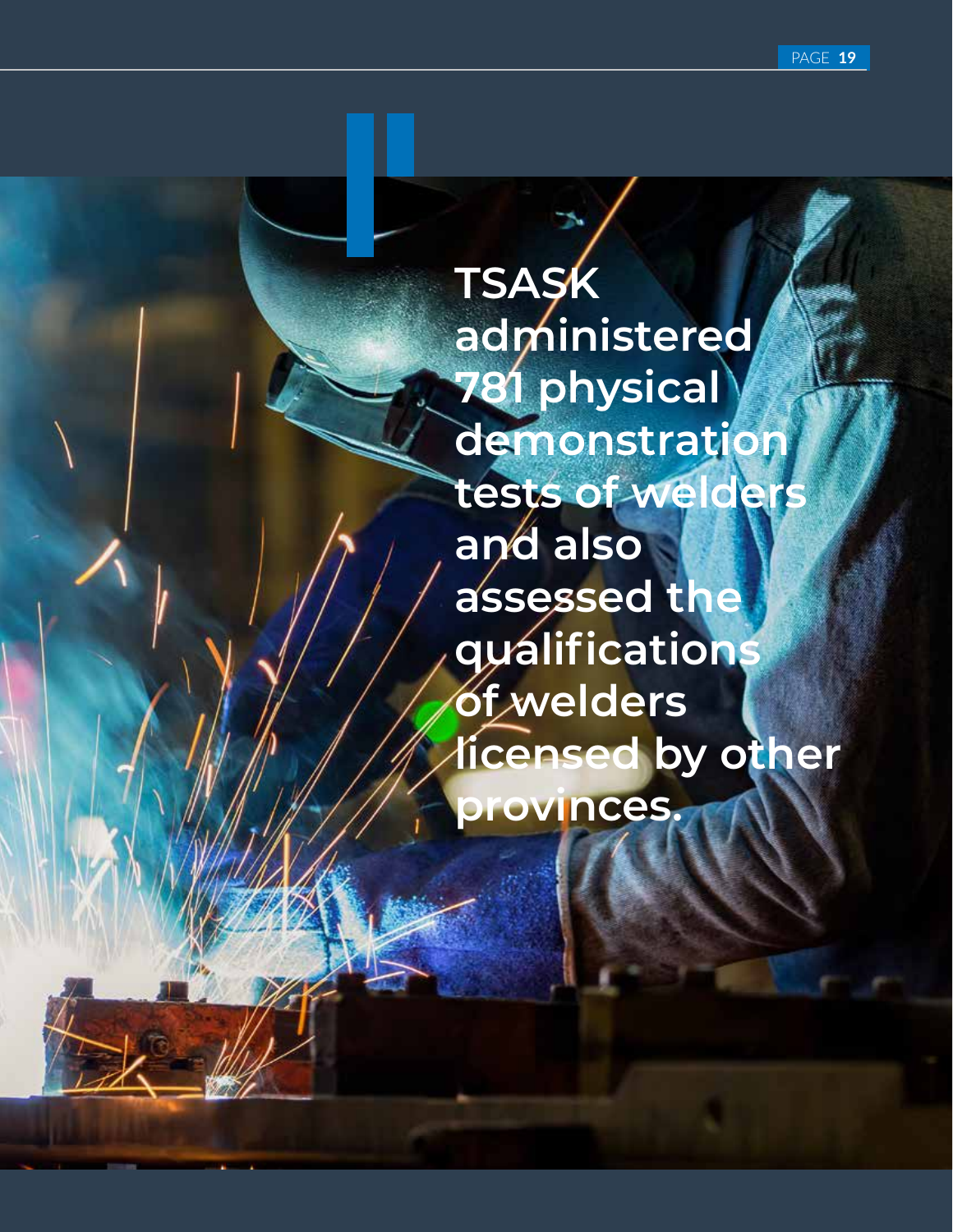**TSASK administered 781 physical demonstration tests of welders and also assessed the qualifications of welders licensed by other provinces.**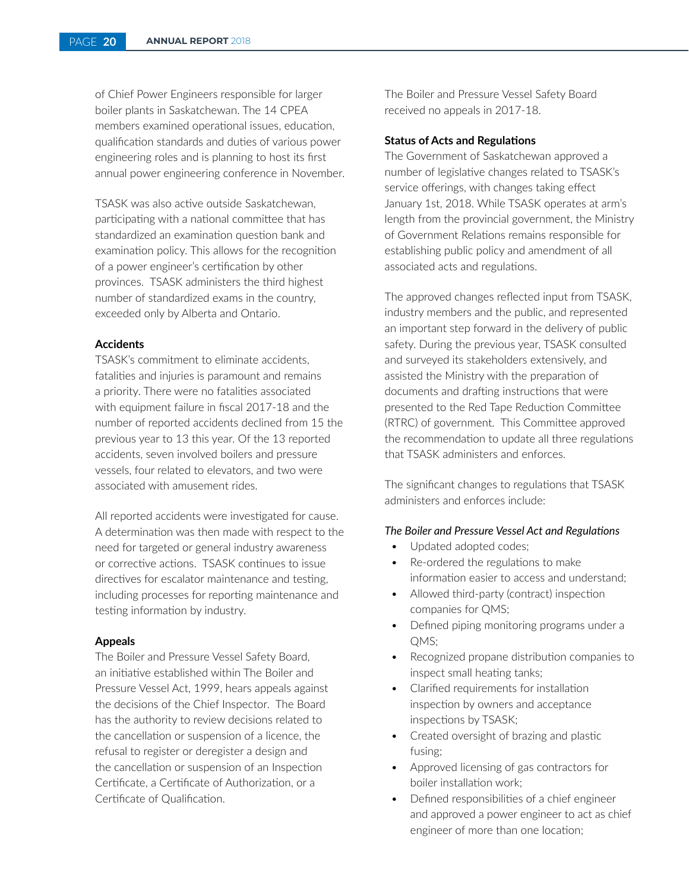of Chief Power Engineers responsible for larger boiler plants in Saskatchewan. The 14 CPEA members examined operational issues, education, qualification standards and duties of various power engineering roles and is planning to host its first annual power engineering conference in November.

TSASK was also active outside Saskatchewan, participating with a national committee that has standardized an examination question bank and examination policy. This allows for the recognition of a power engineer's certification by other provinces. TSASK administers the third highest number of standardized exams in the country, exceeded only by Alberta and Ontario.

**Accidents**

TSASK's commitment to eliminate accidents, fatalities and injuries is paramount and remains a priority. There were no fatalities associated with equipment failure in fiscal 2017-18 and the number of reported accidents declined from 15 the previous year to 13 this year. Of the 13 reported accidents, seven involved boilers and pressure vessels, four related to elevators, and two were associated with amusement rides.

All reported accidents were investigated for cause. A determination was then made with respect to the need for targeted or general industry awareness or corrective actions. TSASK continues to issue directives for escalator maintenance and testing, including processes for reporting maintenance and testing information by industry.

**Appeals**

The Boiler and Pressure Vessel Safety Board, an initiative established within The Boiler and Pressure Vessel Act, 1999, hears appeals against the decisions of the Chief Inspector. The Board has the authority to review decisions related to the cancellation or suspension of a licence, the refusal to register or deregister a design and the cancellation or suspension of an Inspection Certificate, a Certificate of Authorization, or a Certificate of Qualification.

The Boiler and Pressure Vessel Safety Board received no appeals in 2017-18.

**Status of Acts and Regulations**

The Government of Saskatchewan approved a number of legislative changes related to TSASK's service offerings, with changes taking effect January 1st, 2018. While TSASK operates at arm's length from the provincial government, the Ministry of Government Relations remains responsible for establishing public policy and amendment of all associated acts and regulations.

The approved changes reflected input from TSASK, industry members and the public, and represented an important step forward in the delivery of public safety. During the previous year, TSASK consulted and surveyed its stakeholders extensively, and assisted the Ministry with the preparation of documents and drafting instructions that were presented to the Red Tape Reduction Committee (RTRC) of government. This Committee approved the recommendation to update all three regulations that TSASK administers and enforces.

The significant changes to regulations that TSASK administers and enforces include:

*The Boiler and Pressure Vessel Act and Regulations*

- Updated adopted codes;
- Re-ordered the regulations to make information easier to access and understand;
- Allowed third-party (contract) inspection companies for QMS;
- Defined piping monitoring programs under a QMS;
- Recognized propane distribution companies to inspect small heating tanks;
- Clarified requirements for installation inspection by owners and acceptance inspections by TSASK;
- Created oversight of brazing and plastic fusing;
- Approved licensing of gas contractors for boiler installation work;
- Defined responsibilities of a chief engineer and approved a power engineer to act as chief engineer of more than one location;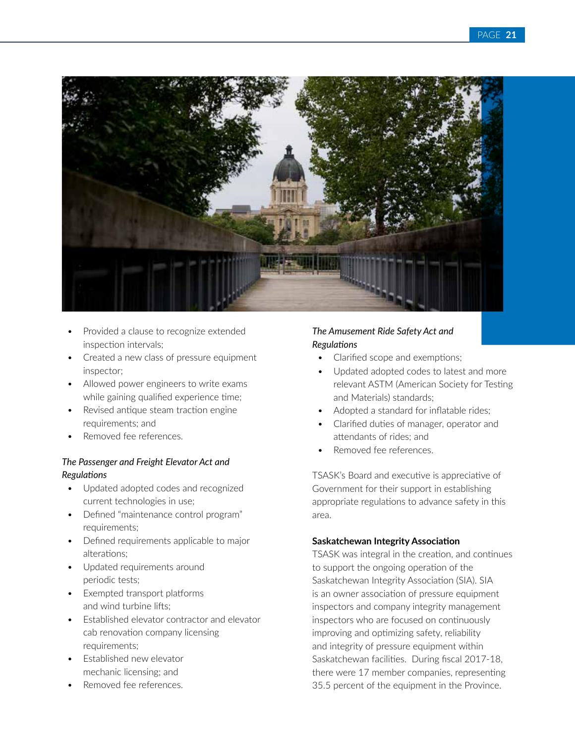- Provided a clause to recognize extended inspection intervals;
- Created a new class of pressure equipment inspector;
- Allowed power engineers to write exams while gaining qualified experience time;
- Revised antique steam traction engine requirements; and
- Removed fee references.

*The Passenger and Freight Elevator Act and Regulations*

- Updated adopted codes and recognized current technologies in use;
- Defined "maintenance control program" requirements;
- Defined requirements applicable to major alterations;
- Updated requirements around periodic tests;
- Exempted transport platforms and wind turbine lifts;
- Established elevator contractor and elevator cab renovation company licensing requirements;
- Established new elevator mechanic licensing; and
- Removed fee references.

*The Amusement Ride Safety Act and Regulations*

- Clarified scope and exemptions;
- Updated adopted codes to latest and more relevant ASTM (American Society for Testing and Materials) standards;
- Adopted a standard for inflatable rides;
- Clarified duties of manager, operator and attendants of rides; and
- Removed fee references.

TSASK's Board and executive is appreciative of Government for their support in establishing appropriate regulations to advance safety in this area.

**Saskatchewan Integrity Association**

TSASK was integral in the creation, and continues to support the ongoing operation of the Saskatchewan Integrity Association (SIA). SIA is an owner association of pressure equipment inspectors and company integrity management inspectors who are focused on continuously improving and optimizing safety, reliability and integrity of pressure equipment within Saskatchewan facilities. During fiscal 2017-18, there were 17 member companies, representing 35.5 percent of the equipment in the Province.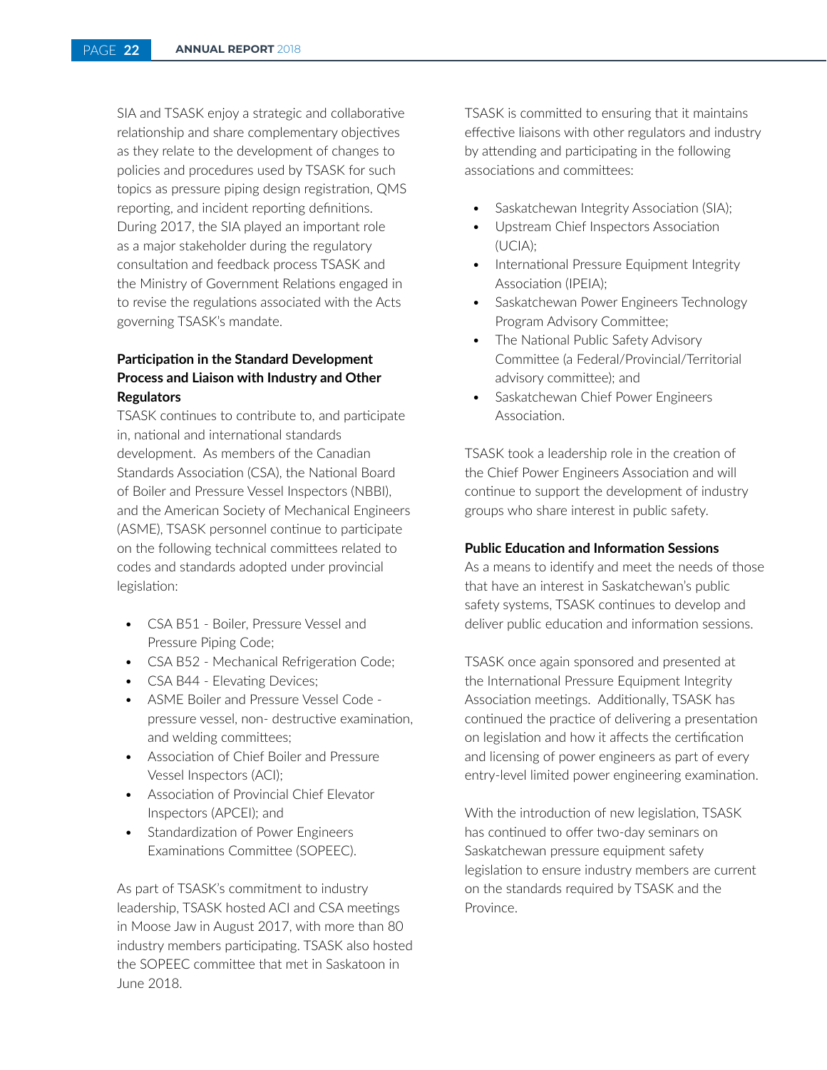SIA and TSASK enjoy a strategic and collaborative relationship and share complementary objectives as they relate to the development of changes to policies and procedures used by TSASK for such topics as pressure piping design registration, QMS reporting, and incident reporting definitions. During 2017, the SIA played an important role as a major stakeholder during the regulatory consultation and feedback process TSASK and the Ministry of Government Relations engaged in to revise the regulations associated with the Acts governing TSASK's mandate.

**Participation in the Standard Development Process and Liaison with Industry and Other Regulators**

TSASK continues to contribute to, and participate in, national and international standards development. As members of the Canadian Standards Association (CSA), the National Board of Boiler and Pressure Vessel Inspectors (NBBI), and the American Society of Mechanical Engineers (ASME), TSASK personnel continue to participate on the following technical committees related to codes and standards adopted under provincial legislation:

- CSA B51 - Boiler, Pressure Vessel and Pressure Piping Code;
- CSA B52 - Mechanical Refrigeration Code;
- CSA B44 - Elevating Devices;
- ASME Boiler and Pressure Vessel Code - pressure vessel, non- destructive examination, and welding committees;
- Association of Chief Boiler and Pressure Vessel Inspectors (ACI);
- Association of Provincial Chief Elevator Inspectors (APCEI); and
- Standardization of Power Engineers Examinations Committee (SOPEEC).

As part of TSASK's commitment to industry leadership, TSASK hosted ACI and CSA meetings in Moose Jaw in August 2017, with more than 80 industry members participating. TSASK also hosted the SOPEEC committee that met in Saskatoon in June 2018.

TSASK is committed to ensuring that it maintains effective liaisons with other regulators and industry by attending and participating in the following associations and committees:

- Saskatchewan Integrity Association (SIA);
- Upstream Chief Inspectors Association (UCIA);
- International Pressure Equipment Integrity Association (IPEIA);
- Saskatchewan Power Engineers Technology Program Advisory Committee;
- The National Public Safety Advisory Committee (a Federal/Provincial/Territorial advisory committee); and
- Saskatchewan Chief Power Engineers Association.

TSASK took a leadership role in the creation of the Chief Power Engineers Association and will continue to support the development of industry groups who share interest in public safety.

**Public Education and Information Sessions**

As a means to identify and meet the needs of those that have an interest in Saskatchewan's public safety systems, TSASK continues to develop and deliver public education and information sessions.

TSASK once again sponsored and presented at the International Pressure Equipment Integrity Association meetings. Additionally, TSASK has continued the practice of delivering a presentation on legislation and how it affects the certification and licensing of power engineers as part of every entry-level limited power engineering examination.

With the introduction of new legislation, TSASK has continued to offer two-day seminars on Saskatchewan pressure equipment safety legislation to ensure industry members are current on the standards required by TSASK and the Province.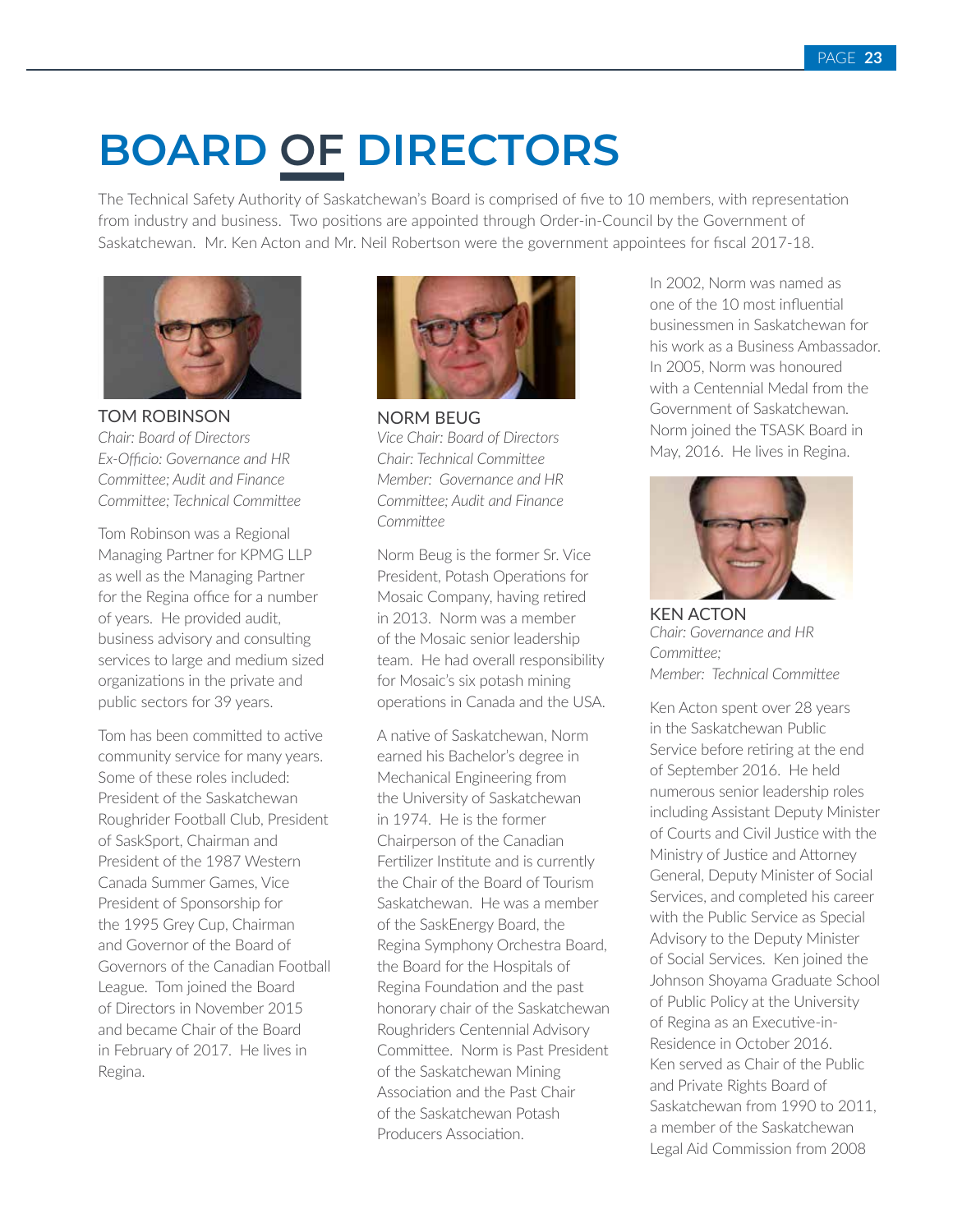# BOARD OF DIRECTORS

The Technical Safety Authority of Saskatchewan's Board is comprised of five to 10 members, with representation from industry and business. Two positions are appointed through Order-in-Council by the Government of Saskatchewan. Mr. Ken Acton and Mr. Neil Robertson were the government appointees for fiscal 2017-18.

### TOM ROBINSON

*Chair: Board of Directors*
*Ex-Officio: Governance and HR Committee; Audit and Finance Committee; Technical Committee*

Tom Robinson was a Regional Managing Partner for KPMG LLP as well as the Managing Partner for the Regina office for a number of years. He provided audit, business advisory and consulting services to large and medium sized organizations in the private and public sectors for 39 years.

Tom has been committed to active community service for many years. Some of these roles included: President of the Saskatchewan Roughrider Football Club, President of SaskSport, Chairman and President of the 1987 Western Canada Summer Games, Vice President of Sponsorship for the 1995 Grey Cup, Chairman and Governor of the Board of Governors of the Canadian Football League. Tom joined the Board of Directors in November 2015 and became Chair of the Board in February of 2017. He lives in Regina.

### NORM BEUG

*Vice Chair: Board of Directors*
*Chair: Technical Committee*
*Member: Governance and HR Committee; Audit and Finance Committee*

Norm Beug is the former Sr. Vice President, Potash Operations for Mosaic Company, having retired in 2013. Norm was a member of the Mosaic senior leadership team. He had overall responsibility for Mosaic's six potash mining operations in Canada and the USA.

A native of Saskatchewan, Norm earned his Bachelor's degree in Mechanical Engineering from the University of Saskatchewan in 1974. He is the former Chairperson of the Canadian Fertilizer Institute and is currently the Chair of the Board of Tourism Saskatchewan. He was a member of the SaskEnergy Board, the Regina Symphony Orchestra Board, the Board for the Hospitals of Regina Foundation and the past honorary chair of the Saskatchewan Roughriders Centennial Advisory Committee. Norm is Past President of the Saskatchewan Mining Association and the Past Chair of the Saskatchewan Potash Producers Association.

In 2002, Norm was named as one of the 10 most influential businessmen in Saskatchewan for his work as a Business Ambassador. In 2005, Norm was honoured with a Centennial Medal from the Government of Saskatchewan. Norm joined the TSASK Board in May, 2016. He lives in Regina.

### KEN ACTON

*Chair: Governance and HR Committee;*
*Member: Technical Committee*

Ken Acton spent over 28 years in the Saskatchewan Public Service before retiring at the end of September 2016. He held numerous senior leadership roles including Assistant Deputy Minister of Courts and Civil Justice with the Ministry of Justice and Attorney General, Deputy Minister of Social Services, and completed his career with the Public Service as Special Advisory to the Deputy Minister of Social Services. Ken joined the Johnson Shoyama Graduate School of Public Policy at the University of Regina as an Executive-in-Residence in October 2016. Ken served as Chair of the Public and Private Rights Board of Saskatchewan from 1990 to 2011, a member of the Saskatchewan Legal Aid Commission from 2008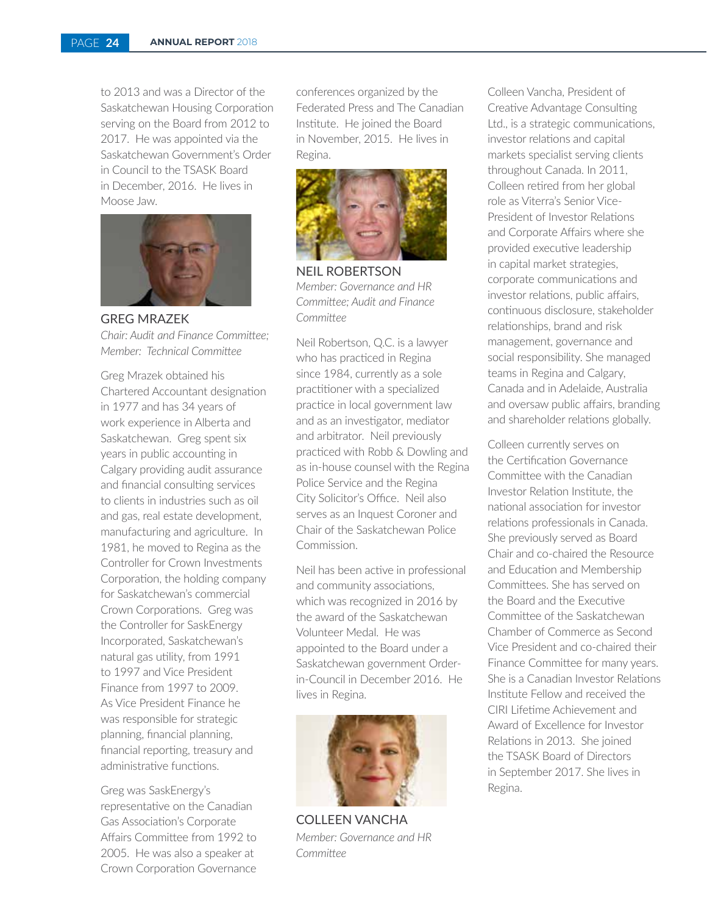to 2013 and was a Director of the Saskatchewan Housing Corporation serving on the Board from 2012 to 2017. He was appointed via the Saskatchewan Government's Order in Council to the TSASK Board in December, 2016. He lives in Moose Jaw.

## GREG MRAZEK

*Chair: Audit and Finance Committee; Member: Technical Committee*

Greg Mrazek obtained his Chartered Accountant designation in 1977 and has 34 years of work experience in Alberta and Saskatchewan. Greg spent six years in public accounting in Calgary providing audit assurance and financial consulting services to clients in industries such as oil and gas, real estate development, manufacturing and agriculture. In 1981, he moved to Regina as the Controller for Crown Investments Corporation, the holding company for Saskatchewan's commercial Crown Corporations. Greg was the Controller for SaskEnergy Incorporated, Saskatchewan's natural gas utility, from 1991 to 1997 and Vice President Finance from 1997 to 2009. As Vice President Finance he was responsible for strategic planning, financial planning, financial reporting, treasury and administrative functions.

Greg was SaskEnergy's representative on the Canadian Gas Association's Corporate Affairs Committee from 1992 to 2005. He was also a speaker at Crown Corporation Governance conferences organized by the Federated Press and The Canadian Institute. He joined the Board in November, 2015. He lives in Regina.

## NEIL ROBERTSON

*Member: Governance and HR Committee; Audit and Finance Committee*

Neil Robertson, Q.C. is a lawyer who has practiced in Regina since 1984, currently as a sole practitioner with a specialized practice in local government law and as an investigator, mediator and arbitrator. Neil previously practiced with Robb & Dowling and as in-house counsel with the Regina Police Service and the Regina City Solicitor's Office. Neil also serves as an Inquest Coroner and Chair of the Saskatchewan Police Commission.

Neil has been active in professional and community associations, which was recognized in 2016 by the award of the Saskatchewan Volunteer Medal. He was appointed to the Board under a Saskatchewan government Order-in-Council in December 2016. He lives in Regina.

## COLLEEN VANCHA

*Member: Governance and HR Committee*

Colleen Vancha, President of Creative Advantage Consulting Ltd., is a strategic communications, investor relations and capital markets specialist serving clients throughout Canada. In 2011, Colleen retired from her global role as Viterra's Senior Vice-President of Investor Relations and Corporate Affairs where she provided executive leadership in capital market strategies, corporate communications and investor relations, public affairs, continuous disclosure, stakeholder relationships, brand and risk management, governance and social responsibility. She managed teams in Regina and Calgary, Canada and in Adelaide, Australia and oversaw public affairs, branding and shareholder relations globally.

Colleen currently serves on the Certification Governance Committee with the Canadian Investor Relation Institute, the national association for investor relations professionals in Canada. She previously served as Board Chair and co-chaired the Resource and Education and Membership Committees. She has served on the Board and the Executive Committee of the Saskatchewan Chamber of Commerce as Second Vice President and co-chaired their Finance Committee for many years. She is a Canadian Investor Relations Institute Fellow and received the CIRI Lifetime Achievement and Award of Excellence for Investor Relations in 2013. She joined the TSASK Board of Directors in September 2017. She lives in Regina.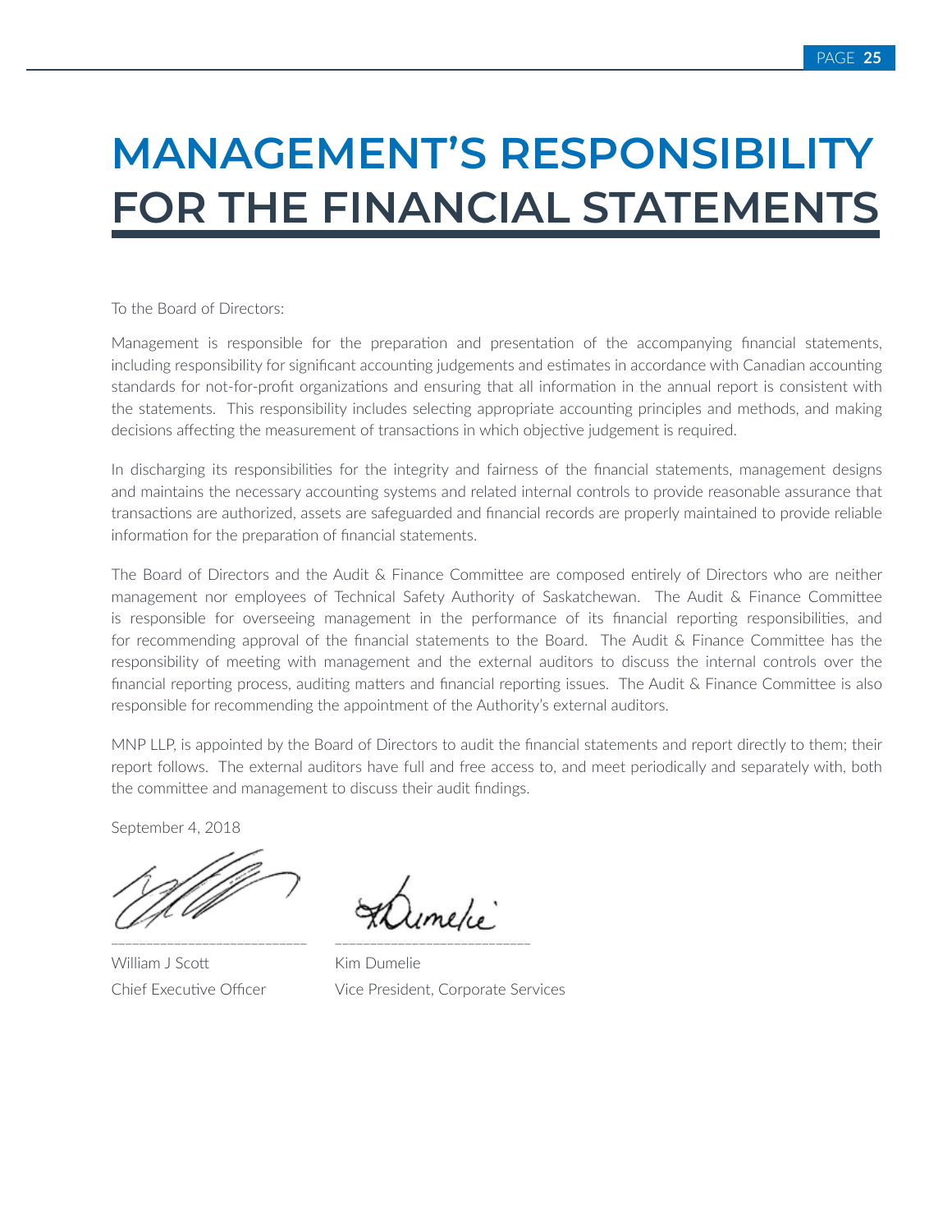# MANAGEMENT'S RESPONSIBILITY FOR THE FINANCIAL STATEMENTS

To the Board of Directors:

Management is responsible for the preparation and presentation of the accompanying financial statements, including responsibility for significant accounting judgements and estimates in accordance with Canadian accounting standards for not-for-profit organizations and ensuring that all information in the annual report is consistent with the statements. This responsibility includes selecting appropriate accounting principles and methods, and making decisions affecting the measurement of transactions in which objective judgement is required.

In discharging its responsibilities for the integrity and fairness of the financial statements, management designs and maintains the necessary accounting systems and related internal controls to provide reasonable assurance that transactions are authorized, assets are safeguarded and financial records are properly maintained to provide reliable information for the preparation of financial statements.

The Board of Directors and the Audit & Finance Committee are composed entirely of Directors who are neither management nor employees of Technical Safety Authority of Saskatchewan. The Audit & Finance Committee is responsible for overseeing management in the performance of its financial reporting responsibilities, and for recommending approval of the financial statements to the Board. The Audit & Finance Committee has the responsibility of meeting with management and the external auditors to discuss the internal controls over the financial reporting process, auditing matters and financial reporting issues. The Audit & Finance Committee is also responsible for recommending the appointment of the Authority's external auditors.

MNP LLP, is appointed by the Board of Directors to audit the financial statements and report directly to them; their report follows. The external auditors have full and free access to, and meet periodically and separately with, both the committee and management to discuss their audit findings.

September 4, 2018

William J Scott
Chief Executive Officer

Kim Dumelie
Vice President, Corporate Services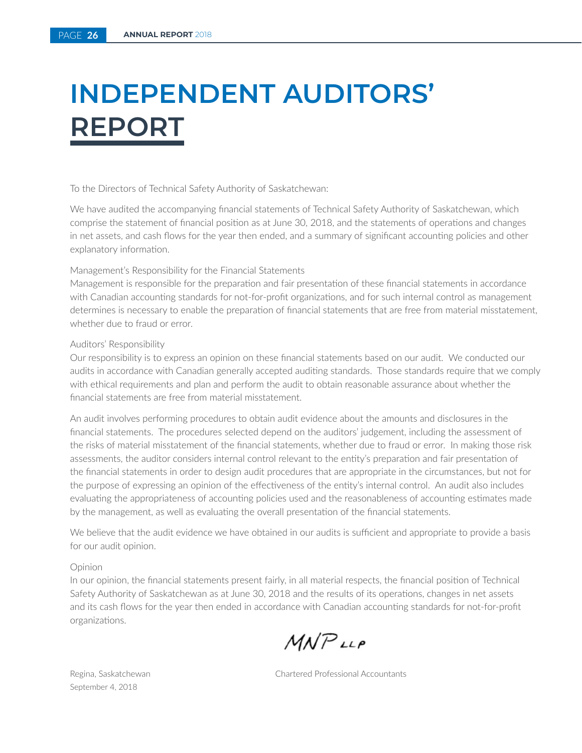# INDEPENDENT AUDITORS' REPORT

To the Directors of Technical Safety Authority of Saskatchewan:

We have audited the accompanying financial statements of Technical Safety Authority of Saskatchewan, which comprise the statement of financial position as at June 30, 2018, and the statements of operations and changes in net assets, and cash flows for the year then ended, and a summary of significant accounting policies and other explanatory information.

Management's Responsibility for the Financial Statements

Management is responsible for the preparation and fair presentation of these financial statements in accordance with Canadian accounting standards for not-for-profit organizations, and for such internal control as management determines is necessary to enable the preparation of financial statements that are free from material misstatement, whether due to fraud or error.

Auditors' Responsibility

Our responsibility is to express an opinion on these financial statements based on our audit. We conducted our audits in accordance with Canadian generally accepted auditing standards. Those standards require that we comply with ethical requirements and plan and perform the audit to obtain reasonable assurance about whether the financial statements are free from material misstatement.

An audit involves performing procedures to obtain audit evidence about the amounts and disclosures in the financial statements. The procedures selected depend on the auditors' judgement, including the assessment of the risks of material misstatement of the financial statements, whether due to fraud or error. In making those risk assessments, the auditor considers internal control relevant to the entity's preparation and fair presentation of the financial statements in order to design audit procedures that are appropriate in the circumstances, but not for the purpose of expressing an opinion of the effectiveness of the entity's internal control. An audit also includes evaluating the appropriateness of accounting policies used and the reasonableness of accounting estimates made by the management, as well as evaluating the overall presentation of the financial statements.

We believe that the audit evidence we have obtained in our audits is sufficient and appropriate to provide a basis for our audit opinion.

Opinion

In our opinion, the financial statements present fairly, in all material respects, the financial position of Technical Safety Authority of Saskatchewan as at June 30, 2018 and the results of its operations, changes in net assets and its cash flows for the year then ended in accordance with Canadian accounting standards for not-for-profit organizations.

MNP LLP

Regina, Saskatchewan
September 4, 2018

Chartered Professional Accountants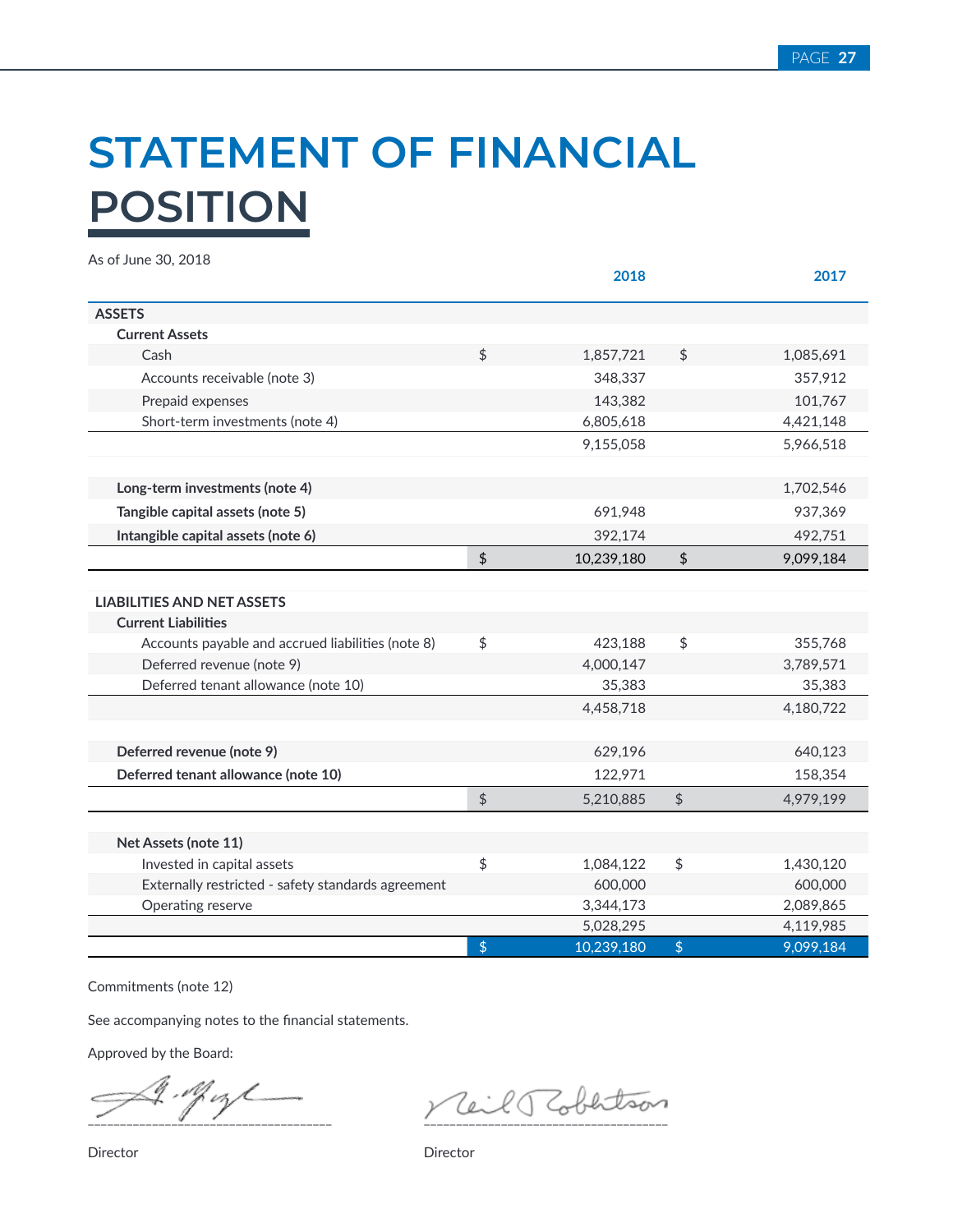# STATEMENT OF FINANCIAL POSITION

As of June 30, 2018

| | 2018 | 2017 |
|---|---|---|
| **ASSETS** | | |
| **Current Assets** | | |
| Cash | $ 1,857,721 | $ 1,085,691 |
| Accounts receivable (note 3) | 348,337 | 357,912 |
| Prepaid expenses | 143,382 | 101,767 |
| Short-term investments (note 4) | 6,805,618 | 4,421,148 |
| | 9,155,058 | 5,966,518 |
| **Long-term investments (note 4)** | | 1,702,546 |
| **Tangible capital assets (note 5)** | 691,948 | 937,369 |
| **Intangible capital assets (note 6)** | 392,174 | 492,751 |
| | $ 10,239,180 | $ 9,099,184 |
| **LIABILITIES AND NET ASSETS** | | |
| **Current Liabilities** | | |
| Accounts payable and accrued liabilities (note 8) | $ 423,188 | $ 355,768 |
| Deferred revenue (note 9) | 4,000,147 | 3,789,571 |
| Deferred tenant allowance (note 10) | 35,383 | 35,383 |
| | 4,458,718 | 4,180,722 |
| **Deferred revenue (note 9)** | 629,196 | 640,123 |
| **Deferred tenant allowance (note 10)** | 122,971 | 158,354 |
| | $ 5,210,885 | $ 4,979,199 |
| **Net Assets (note 11)** | | |
| Invested in capital assets | $ 1,084,122 | $ 1,430,120 |
| Externally restricted - safety standards agreement | 600,000 | 600,000 |
| Operating reserve | 3,344,173 | 2,089,865 |
| | 5,028,295 | 4,119,985 |
| | $ 10,239,180 | $ 9,099,184 |

Commitments (note 12)

See accompanying notes to the financial statements.

Approved by the Board:

Director

Director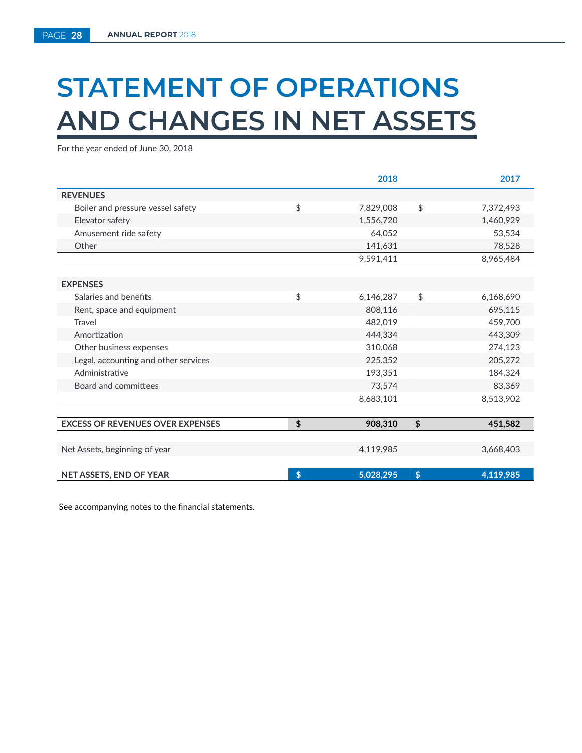# STATEMENT OF OPERATIONS AND CHANGES IN NET ASSETS

For the year ended of June 30, 2018

| | | 2018 | | 2017 |
|---|---|---|---|---|
| **REVENUES** | | | | |
| Boiler and pressure vessel safety | $ | 7,829,008 | $ | 7,372,493 |
| Elevator safety | | 1,556,720 | | 1,460,929 |
| Amusement ride safety | | 64,052 | | 53,534 |
| Other | | 141,631 | | 78,528 |
| | | 9,591,411 | | 8,965,484 |
| | | | | |
| **EXPENSES** | | | | |
| Salaries and benefits | $ | 6,146,287 | $ | 6,168,690 |
| Rent, space and equipment | | 808,116 | | 695,115 |
| Travel | | 482,019 | | 459,700 |
| Amortization | | 444,334 | | 443,309 |
| Other business expenses | | 310,068 | | 274,123 |
| Legal, accounting and other services | | 225,352 | | 205,272 |
| Administrative | | 193,351 | | 184,324 |
| Board and committees | | 73,574 | | 83,369 |
| | | 8,683,101 | | 8,513,902 |
| | | | | |
| **EXCESS OF REVENUES OVER EXPENSES** | **$** | **908,310** | **$** | **451,582** |
| | | | | |
| Net Assets, beginning of year | | 4,119,985 | | 3,668,403 |
| | | | | |
| **NET ASSETS, END OF YEAR** | **$** | **5,028,295** | **$** | **4,119,985** |

See accompanying notes to the financial statements.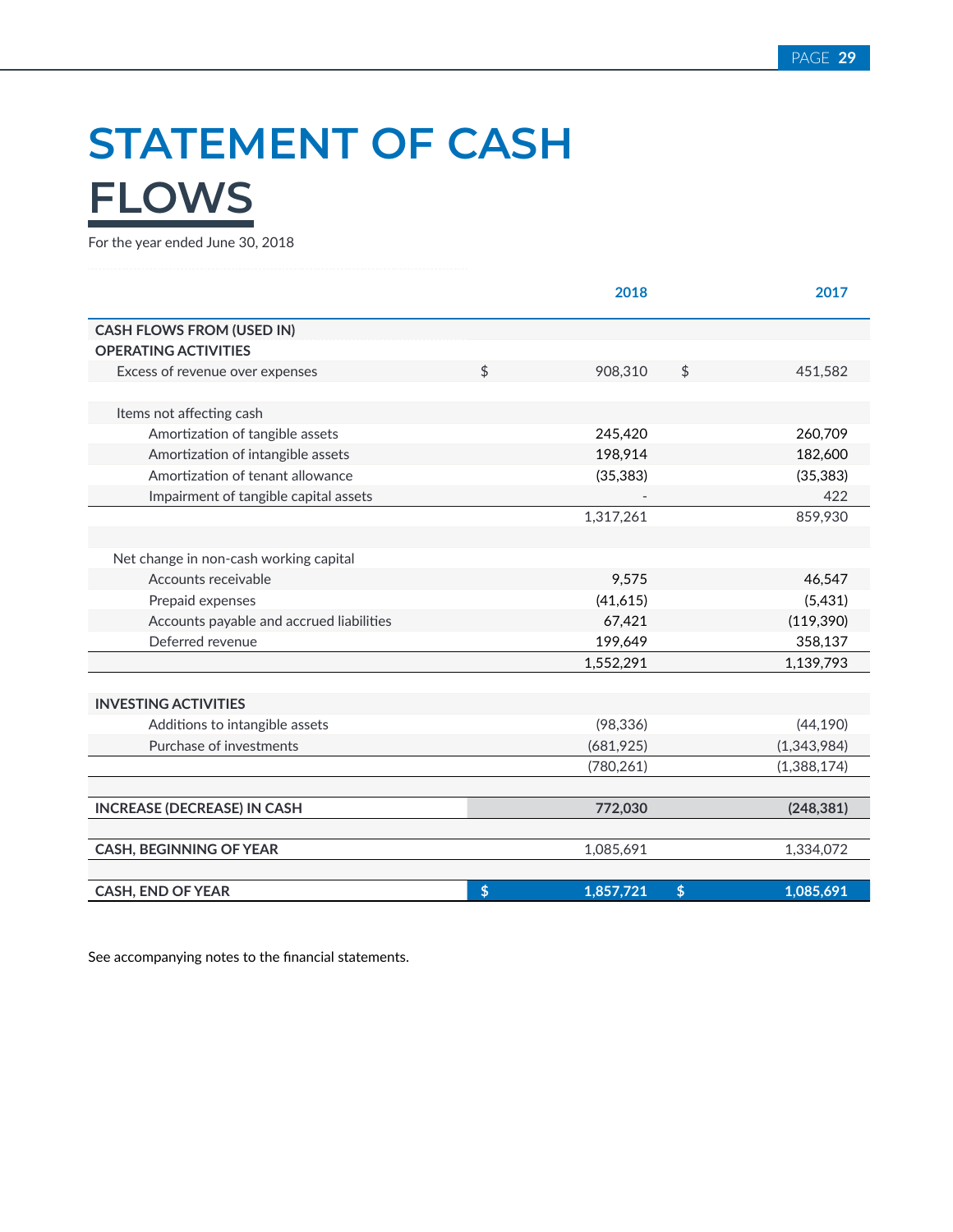# STATEMENT OF CASH FLOWS

For the year ended June 30, 2018

| | 2018 | 2017 |
|---|---|---|
| **CASH FLOWS FROM (USED IN)** | | |
| **OPERATING ACTIVITIES** | | |
| Excess of revenue over expenses | $ 908,310 | $ 451,582 |
| | | |
| Items not affecting cash | | |
| Amortization of tangible assets | 245,420 | 260,709 |
| Amortization of intangible assets | 198,914 | 182,600 |
| Amortization of tenant allowance | (35,383) | (35,383) |
| Impairment of tangible capital assets | - | 422 |
| | 1,317,261 | 859,930 |
| | | |
| Net change in non-cash working capital | | |
| Accounts receivable | 9,575 | 46,547 |
| Prepaid expenses | (41,615) | (5,431) |
| Accounts payable and accrued liabilities | 67,421 | (119,390) |
| Deferred revenue | 199,649 | 358,137 |
| | 1,552,291 | 1,139,793 |
| | | |
| **INVESTING ACTIVITIES** | | |
| Additions to intangible assets | (98,336) | (44,190) |
| Purchase of investments | (681,925) | (1,343,984) |
| | (780,261) | (1,388,174) |
| | | |
| **INCREASE (DECREASE) IN CASH** | **772,030** | **(248,381)** |
| | | |
| **CASH, BEGINNING OF YEAR** | 1,085,691 | 1,334,072 |
| | | |
| **CASH, END OF YEAR** | **$ 1,857,721** | **$ 1,085,691** |

See accompanying notes to the financial statements.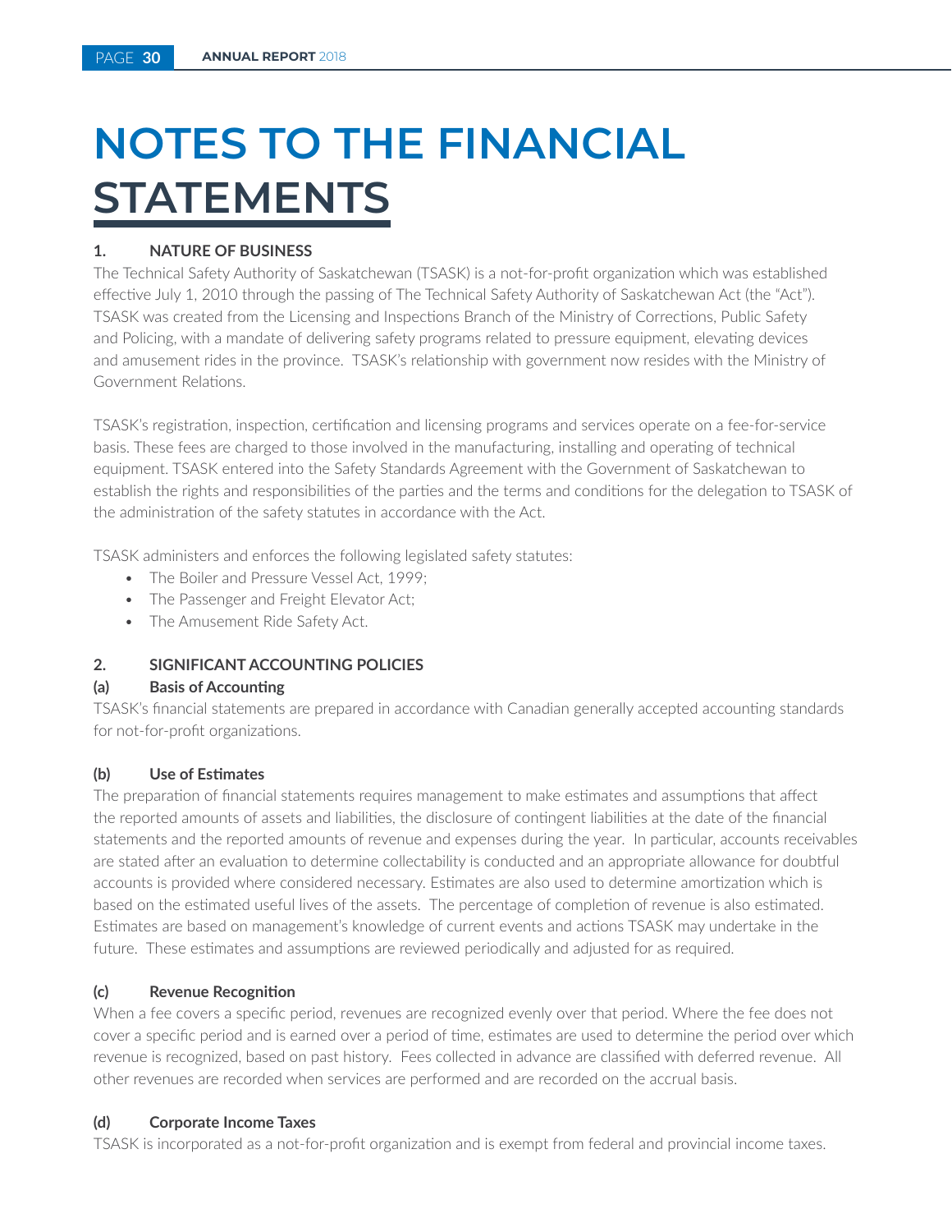# NOTES TO THE FINANCIAL STATEMENTS

### 1. NATURE OF BUSINESS

The Technical Safety Authority of Saskatchewan (TSASK) is a not-for-profit organization which was established effective July 1, 2010 through the passing of The Technical Safety Authority of Saskatchewan Act (the "Act"). TSASK was created from the Licensing and Inspections Branch of the Ministry of Corrections, Public Safety and Policing, with a mandate of delivering safety programs related to pressure equipment, elevating devices and amusement rides in the province. TSASK's relationship with government now resides with the Ministry of Government Relations.

TSASK's registration, inspection, certification and licensing programs and services operate on a fee-for-service basis. These fees are charged to those involved in the manufacturing, installing and operating of technical equipment. TSASK entered into the Safety Standards Agreement with the Government of Saskatchewan to establish the rights and responsibilities of the parties and the terms and conditions for the delegation to TSASK of the administration of the safety statutes in accordance with the Act.

TSASK administers and enforces the following legislated safety statutes:

- The Boiler and Pressure Vessel Act, 1999;
- The Passenger and Freight Elevator Act;
- The Amusement Ride Safety Act.

### 2. SIGNIFICANT ACCOUNTING POLICIES

#### (a) Basis of Accounting

TSASK's financial statements are prepared in accordance with Canadian generally accepted accounting standards for not-for-profit organizations.

#### (b) Use of Estimates

The preparation of financial statements requires management to make estimates and assumptions that affect the reported amounts of assets and liabilities, the disclosure of contingent liabilities at the date of the financial statements and the reported amounts of revenue and expenses during the year. In particular, accounts receivables are stated after an evaluation to determine collectability is conducted and an appropriate allowance for doubtful accounts is provided where considered necessary. Estimates are also used to determine amortization which is based on the estimated useful lives of the assets. The percentage of completion of revenue is also estimated. Estimates are based on management's knowledge of current events and actions TSASK may undertake in the future. These estimates and assumptions are reviewed periodically and adjusted for as required.

#### (c) Revenue Recognition

When a fee covers a specific period, revenues are recognized evenly over that period. Where the fee does not cover a specific period and is earned over a period of time, estimates are used to determine the period over which revenue is recognized, based on past history. Fees collected in advance are classified with deferred revenue. All other revenues are recorded when services are performed and are recorded on the accrual basis.

#### (d) Corporate Income Taxes

TSASK is incorporated as a not-for-profit organization and is exempt from federal and provincial income taxes.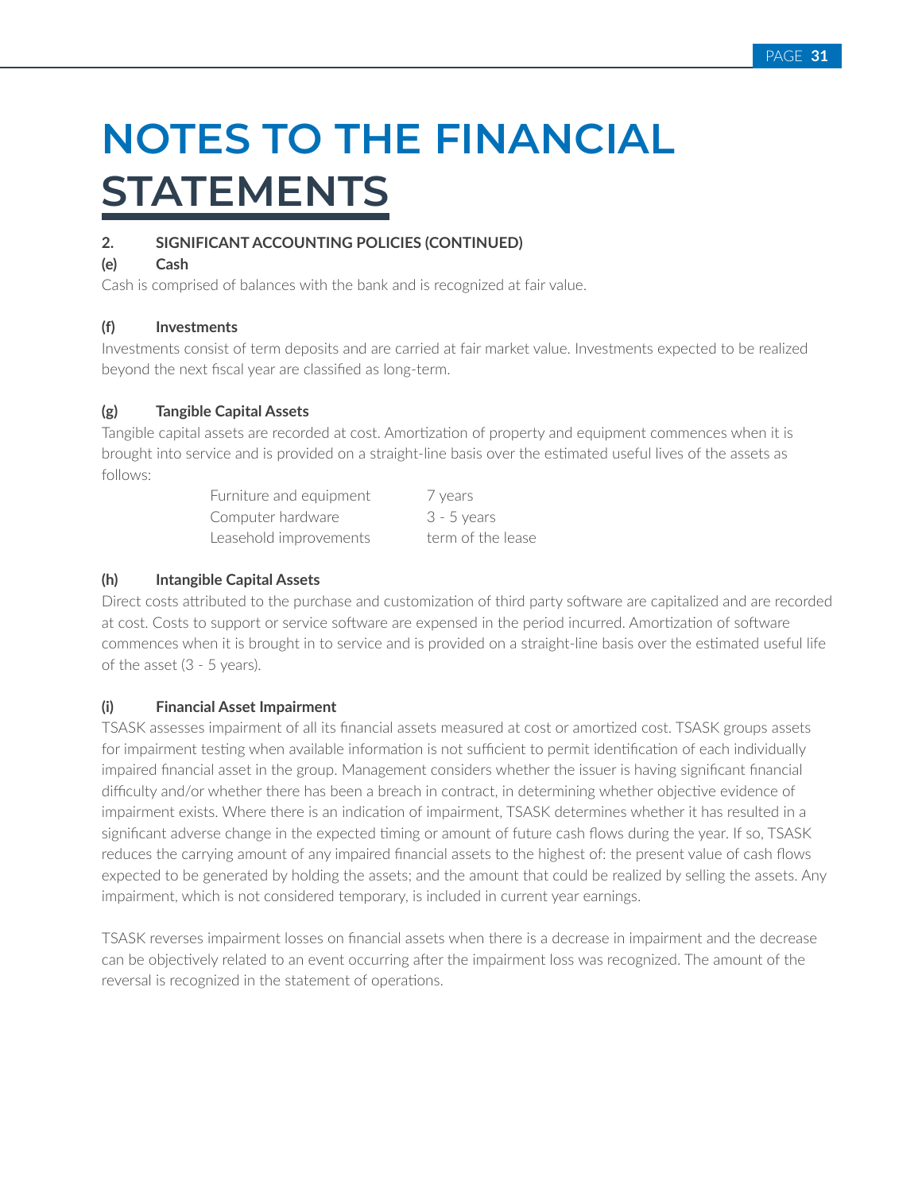# NOTES TO THE FINANCIAL STATEMENTS

## 2. SIGNIFICANT ACCOUNTING POLICIES (CONTINUED)

### (e) Cash

Cash is comprised of balances with the bank and is recognized at fair value.

### (f) Investments

Investments consist of term deposits and are carried at fair market value. Investments expected to be realized beyond the next fiscal year are classified as long-term.

### (g) Tangible Capital Assets

Tangible capital assets are recorded at cost. Amortization of property and equipment commences when it is brought into service and is provided on a straight-line basis over the estimated useful lives of the assets as follows:

| | |
|---|---|
| Furniture and equipment | 7 years |
| Computer hardware | 3 - 5 years |
| Leasehold improvements | term of the lease |

### (h) Intangible Capital Assets

Direct costs attributed to the purchase and customization of third party software are capitalized and are recorded at cost. Costs to support or service software are expensed in the period incurred. Amortization of software commences when it is brought in to service and is provided on a straight-line basis over the estimated useful life of the asset (3 - 5 years).

### (i) Financial Asset Impairment

TSASK assesses impairment of all its financial assets measured at cost or amortized cost. TSASK groups assets for impairment testing when available information is not sufficient to permit identification of each individually impaired financial asset in the group. Management considers whether the issuer is having significant financial difficulty and/or whether there has been a breach in contract, in determining whether objective evidence of impairment exists. Where there is an indication of impairment, TSASK determines whether it has resulted in a significant adverse change in the expected timing or amount of future cash flows during the year. If so, TSASK reduces the carrying amount of any impaired financial assets to the highest of: the present value of cash flows expected to be generated by holding the assets; and the amount that could be realized by selling the assets. Any impairment, which is not considered temporary, is included in current year earnings.

TSASK reverses impairment losses on financial assets when there is a decrease in impairment and the decrease can be objectively related to an event occurring after the impairment loss was recognized. The amount of the reversal is recognized in the statement of operations.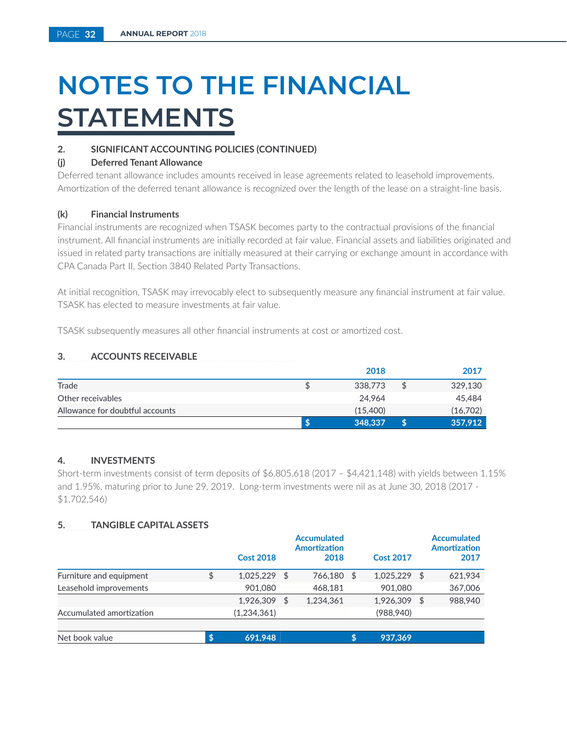# NOTES TO THE FINANCIAL STATEMENTS

**2. SIGNIFICANT ACCOUNTING POLICIES (CONTINUED)**

**(j) Deferred Tenant Allowance**

Deferred tenant allowance includes amounts received in lease agreements related to leasehold improvements. Amortization of the deferred tenant allowance is recognized over the length of the lease on a straight-line basis.

**(k) Financial Instruments**

Financial instruments are recognized when TSASK becomes party to the contractual provisions of the financial instrument. All financial instruments are initially recorded at fair value. Financial assets and liabilities originated and issued in related party transactions are initially measured at their carrying or exchange amount in accordance with CPA Canada Part II, Section 3840 Related Party Transactions.

At initial recognition, TSASK may irrevocably elect to subsequently measure any financial instrument at fair value. TSASK has elected to measure investments at fair value.

TSASK subsequently measures all other financial instruments at cost or amortized cost.

**3. ACCOUNTS RECEIVABLE**

| | | 2018 | | 2017 |
|---|---|---|---|---|
| Trade | $ | 338,773 | $ | 329,130 |
| Other receivables | | 24,964 | | 45,484 |
| Allowance for doubtful accounts | | (15,400) | | (16,702) |
| | **$** | **348,337** | **$** | **357,912** |

**4. INVESTMENTS**

Short-term investments consist of term deposits of $6,805,618 (2017 – $4,421,148) with yields between 1.15% and 1.95%, maturing prior to June 29, 2019. Long-term investments were nil as at June 30, 2018 (2017 - $1,702,546)

**5. TANGIBLE CAPITAL ASSETS**

| | | Cost 2018 | | Accumulated Amortization 2018 | | Cost 2017 | | Accumulated Amortization 2017 |
|---|---|---|---|---|---|---|---|---|
| Furniture and equipment | $ | 1,025,229 | $ | 766,180 | $ | 1,025,229 | $ | 621,934 |
| Leasehold improvements | | 901,080 | | 468,181 | | 901,080 | | 367,006 |
| | | 1,926,309 | $ | 1,234,361 | | 1,926,309 | $ | 988,940 |
| Accumulated amortization | | (1,234,361) | | | | (988,940) | | |
| | | | | | | | | |
| Net book value | **$** | **691,948** | | | **$** | **937,369** | | |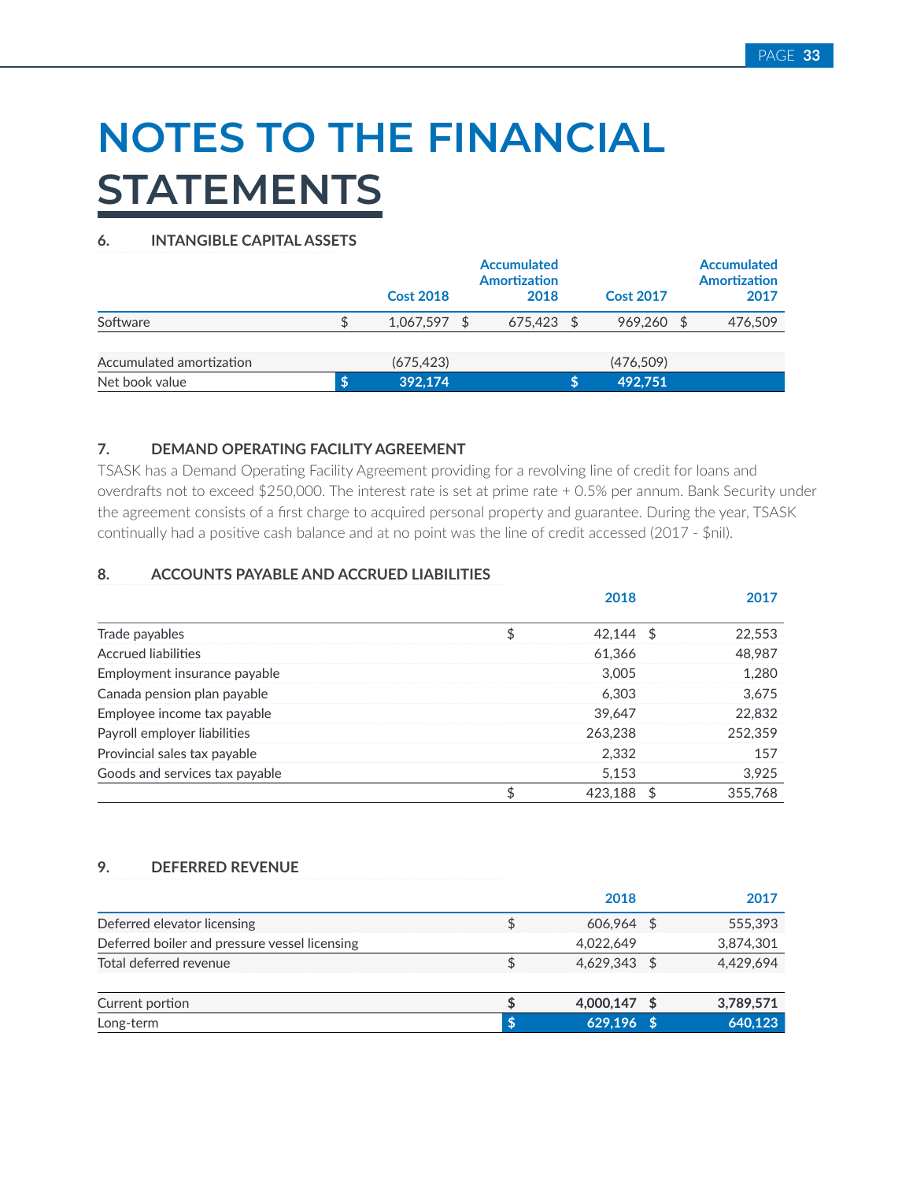# NOTES TO THE FINANCIAL STATEMENTS

## 6. INTANGIBLE CAPITAL ASSETS

| | Cost 2018 | Accumulated Amortization 2018 | Cost 2017 | Accumulated Amortization 2017 |
|---|---|---|---|---|
| Software | $ 1,067,597 | $ 675,423 | $ 969,260 | $ 476,509 |
| Accumulated amortization | (675,423) | | (476,509) | |
| **Net book value** | **$ 392,174** | | **$ 492,751** | |

## 7. DEMAND OPERATING FACILITY AGREEMENT

TSASK has a Demand Operating Facility Agreement providing for a revolving line of credit for loans and overdrafts not to exceed $250,000. The interest rate is set at prime rate + 0.5% per annum. Bank Security under the agreement consists of a first charge to acquired personal property and guarantee. During the year, TSASK continually had a positive cash balance and at no point was the line of credit accessed (2017 - $nil).

## 8. ACCOUNTS PAYABLE AND ACCRUED LIABILITIES

| | 2018 | 2017 |
|---|---|---|
| Trade payables | $ 42,144 | $ 22,553 |
| Accrued liabilities | 61,366 | 48,987 |
| Employment insurance payable | 3,005 | 1,280 |
| Canada pension plan payable | 6,303 | 3,675 |
| Employee income tax payable | 39,647 | 22,832 |
| Payroll employer liabilities | 263,238 | 252,359 |
| Provincial sales tax payable | 2,332 | 157 |
| Goods and services tax payable | 5,153 | 3,925 |
| | $ 423,188 | $ 355,768 |

## 9. DEFERRED REVENUE

| | 2018 | 2017 |
|---|---|---|
| Deferred elevator licensing | $ 606,964 | $ 555,393 |
| Deferred boiler and pressure vessel licensing | 4,022,649 | 3,874,301 |
| Total deferred revenue | $ 4,629,343 | $ 4,429,694 |
| | | |
| Current portion | **$ 4,000,147** | **$ 3,789,571** |
| Long-term | **$ 629,196** | **$ 640,123** |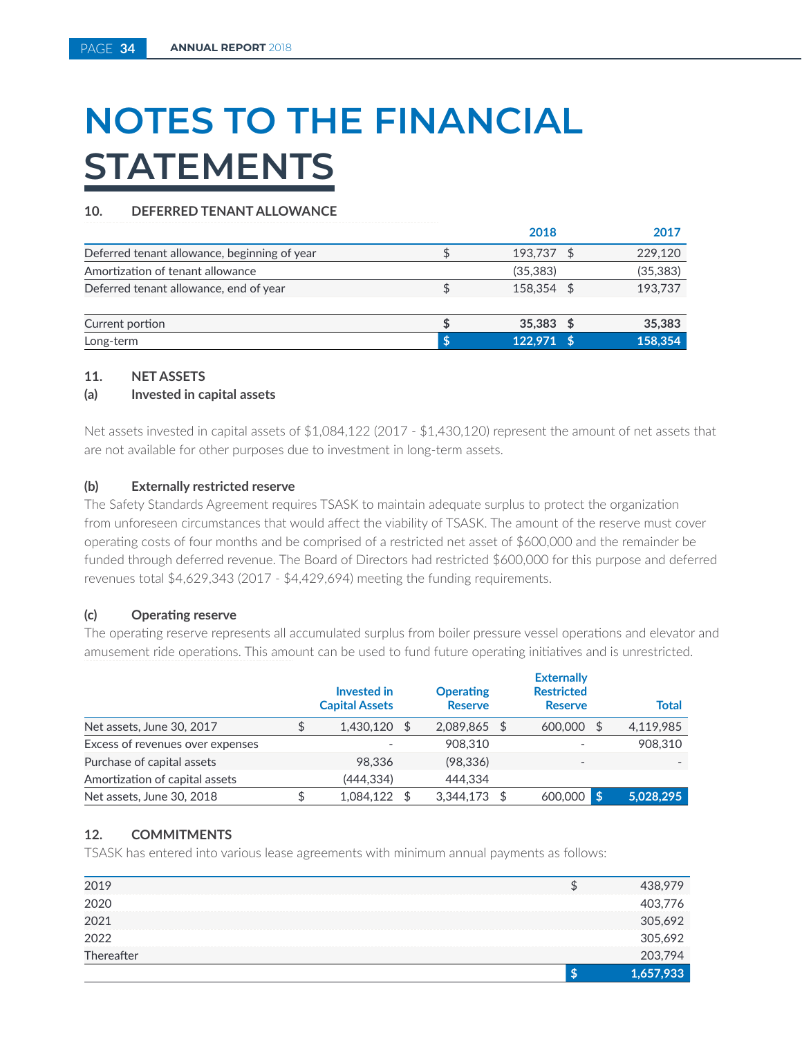# NOTES TO THE FINANCIAL STATEMENTS

## 10. DEFERRED TENANT ALLOWANCE

| | 2018 | 2017 |
|---|---|---|
| Deferred tenant allowance, beginning of year | $ 193,737 | $ 229,120 |
| Amortization of tenant allowance | (35,383) | (35,383) |
| Deferred tenant allowance, end of year | $ 158,354 | $ 193,737 |
| | | |
| Current portion | **$ 35,383** | **$ 35,383** |
| Long-term | **$ 122,971** | **$ 158,354** |

## 11. NET ASSETS

### (a) Invested in capital assets

Net assets invested in capital assets of $1,084,122 (2017 - $1,430,120) represent the amount of net assets that are not available for other purposes due to investment in long-term assets.

### (b) Externally restricted reserve

The Safety Standards Agreement requires TSASK to maintain adequate surplus to protect the organization from unforeseen circumstances that would affect the viability of TSASK. The amount of the reserve must cover operating costs of four months and be comprised of a restricted net asset of $600,000 and the remainder be funded through deferred revenue. The Board of Directors had restricted $600,000 for this purpose and deferred revenues total $4,629,343 (2017 - $4,429,694) meeting the funding requirements.

### (c) Operating reserve

The operating reserve represents all accumulated surplus from boiler pressure vessel operations and elevator and amusement ride operations. This amount can be used to fund future operating initiatives and is unrestricted.

| | Invested in Capital Assets | Operating Reserve | Externally Restricted Reserve | Total |
|---|---|---|---|---|
| Net assets, June 30, 2017 | $ 1,430,120 | $ 2,089,865 | $ 600,000 | $ 4,119,985 |
| Excess of revenues over expenses | - | 908,310 | - | 908,310 |
| Purchase of capital assets | 98,336 | (98,336) | - | - |
| Amortization of capital assets | (444,334) | 444,334 | | |
| Net assets, June 30, 2018 | $ 1,084,122 | $ 3,344,173 | $ 600,000 | **$ 5,028,295** |

## 12. COMMITMENTS

TSASK has entered into various lease agreements with minimum annual payments as follows:

| | |
|---|---|
| 2019 | $ 438,979 |
| 2020 | 403,776 |
| 2021 | 305,692 |
| 2022 | 305,692 |
| Thereafter | 203,794 |
| | **$ 1,657,933** |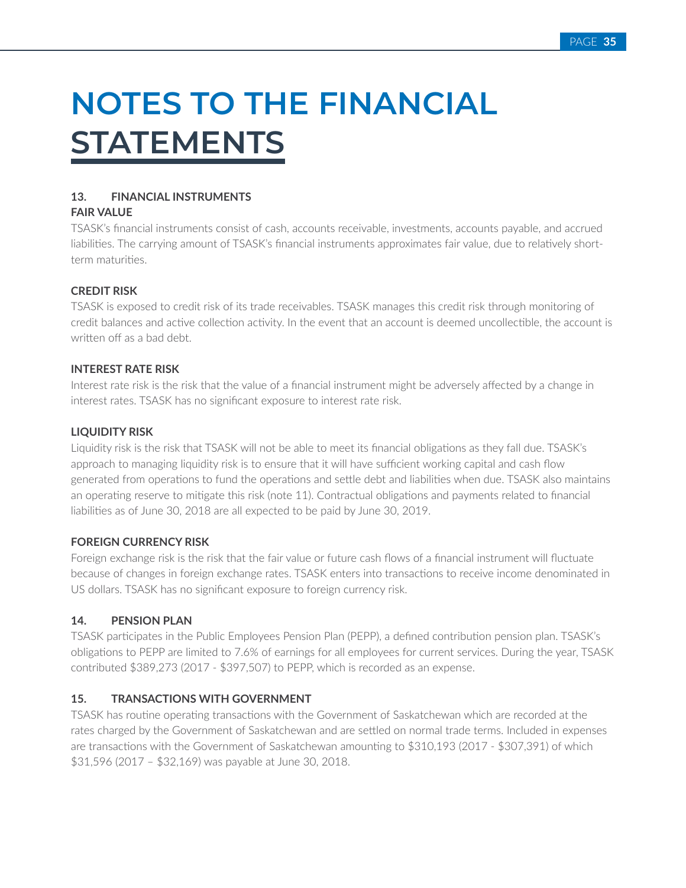# NOTES TO THE FINANCIAL STATEMENTS

## 13. FINANCIAL INSTRUMENTS

### FAIR VALUE

TSASK's financial instruments consist of cash, accounts receivable, investments, accounts payable, and accrued liabilities. The carrying amount of TSASK's financial instruments approximates fair value, due to relatively short-term maturities.

### CREDIT RISK

TSASK is exposed to credit risk of its trade receivables. TSASK manages this credit risk through monitoring of credit balances and active collection activity. In the event that an account is deemed uncollectible, the account is written off as a bad debt.

### INTEREST RATE RISK

Interest rate risk is the risk that the value of a financial instrument might be adversely affected by a change in interest rates. TSASK has no significant exposure to interest rate risk.

### LIQUIDITY RISK

Liquidity risk is the risk that TSASK will not be able to meet its financial obligations as they fall due. TSASK's approach to managing liquidity risk is to ensure that it will have sufficient working capital and cash flow generated from operations to fund the operations and settle debt and liabilities when due. TSASK also maintains an operating reserve to mitigate this risk (note 11). Contractual obligations and payments related to financial liabilities as of June 30, 2018 are all expected to be paid by June 30, 2019.

### FOREIGN CURRENCY RISK

Foreign exchange risk is the risk that the fair value or future cash flows of a financial instrument will fluctuate because of changes in foreign exchange rates. TSASK enters into transactions to receive income denominated in US dollars. TSASK has no significant exposure to foreign currency risk.

## 14. PENSION PLAN

TSASK participates in the Public Employees Pension Plan (PEPP), a defined contribution pension plan. TSASK's obligations to PEPP are limited to 7.6% of earnings for all employees for current services. During the year, TSASK contributed $389,273 (2017 - $397,507) to PEPP, which is recorded as an expense.

## 15. TRANSACTIONS WITH GOVERNMENT

TSASK has routine operating transactions with the Government of Saskatchewan which are recorded at the rates charged by the Government of Saskatchewan and are settled on normal trade terms. Included in expenses are transactions with the Government of Saskatchewan amounting to $310,193 (2017 - $307,391) of which $31,596 (2017 – $32,169) was payable at June 30, 2018.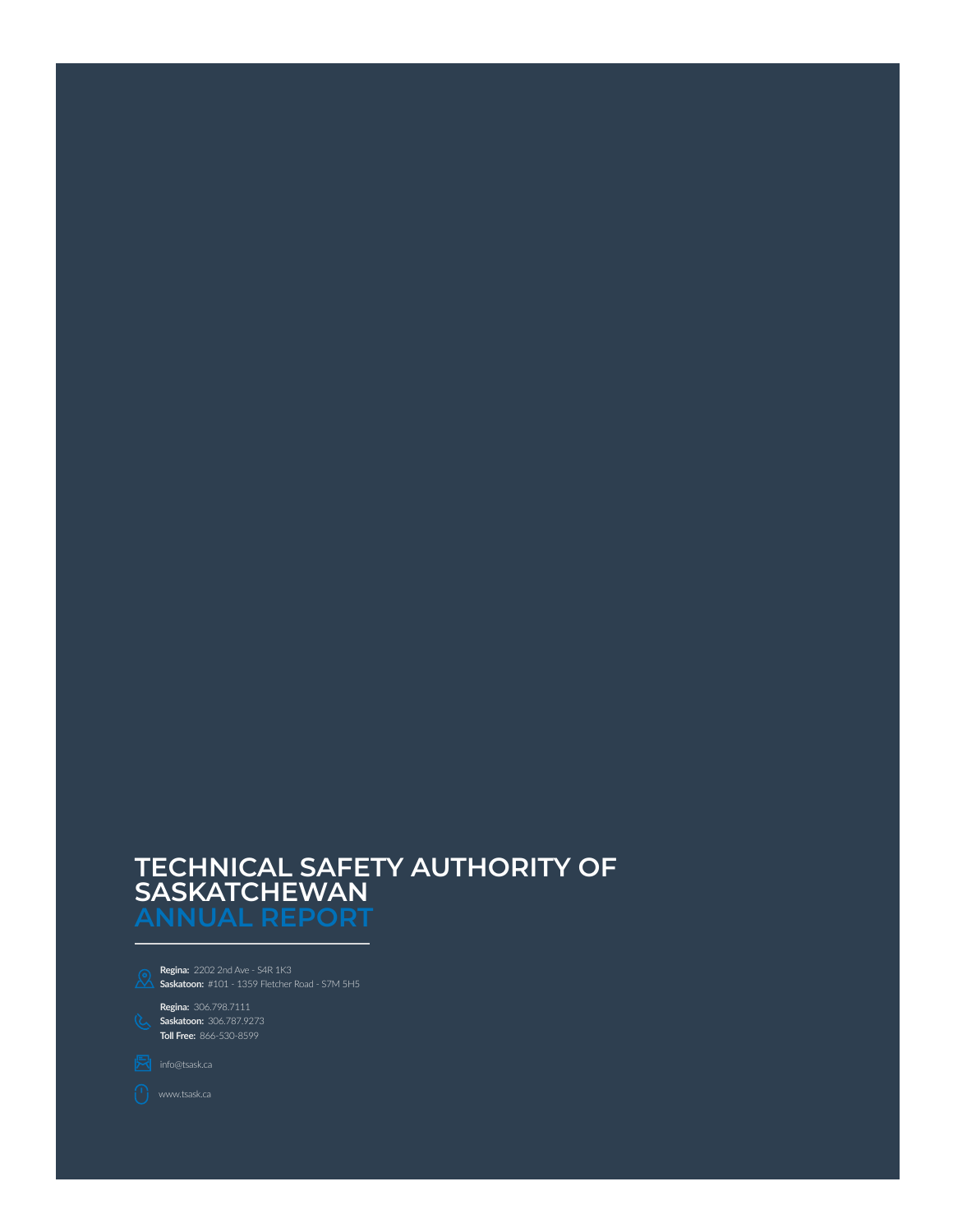# TECHNICAL SAFETY AUTHORITY OF SASKATCHEWAN ANNUAL REPORT

**Regina:** 2202 2nd Ave - S4R 1K3
**Saskatoon:** #101 - 1359 Fletcher Road - S7M 5H5

**Regina:** 306.798.7111
**Saskatoon:** 306.787.9273
**Toll Free:** 866-530-8599

info@tsask.ca

www.tsask.ca